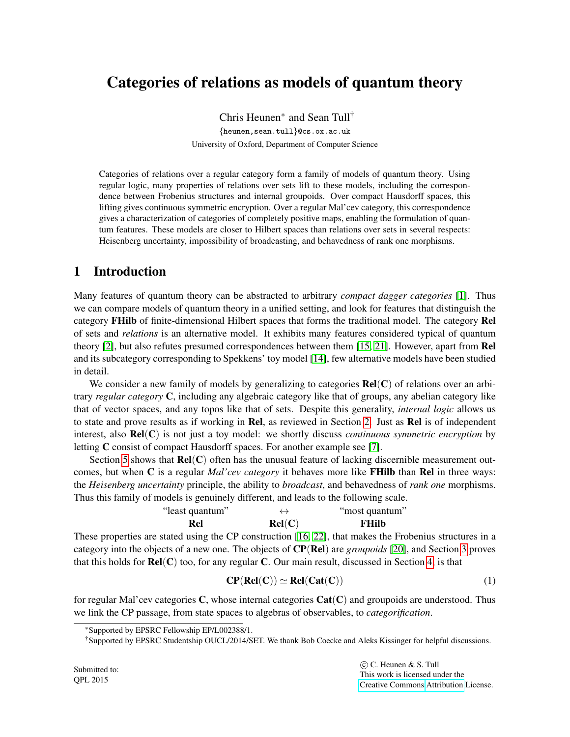# Categories of relations as models of quantum theory

Chris Heunen* and Sean Tull†

{heunen,sean.tull}@cs.ox.ac.uk

University of Oxford, Department of Computer Science

Categories of relations over a regular category form a family of models of quantum theory. Using regular logic, many properties of relations over sets lift to these models, including the correspondence between Frobenius structures and internal groupoids. Over compact Hausdorff spaces, this lifting gives continuous symmetric encryption. Over a regular Mal'cev category, this correspondence gives a characterization of categories of completely positive maps, enabling the formulation of quantum features. These models are closer to Hilbert spaces than relations over sets in several respects: Heisenberg uncertainty, impossibility of broadcasting, and behavedness of rank one morphisms.

## 1 Introduction

Many features of quantum theory can be abstracted to arbitrary *compact dagger categories* [1]. Thus we can compare models of quantum theory in a unified setting, and look for features that distinguish the category **FHilb** of finite-dimensional Hilbert spaces that forms the traditional model. The category **Rel** of sets and *relations* is an alternative model. It exhibits many features considered typical of quantum theory [2], but also refutes presumed correspondences between them [15, 21]. However, apart from **Rel** and its subcategory corresponding to Spekkens' toy model [14], few alternative models have been studied in detail.

We consider a new family of models by generalizing to categories **Rel**(**C**) of relations over an arbitrary *regular category* **C**, including any algebraic category like that of groups, any abelian category like that of vector spaces, and any topos like that of sets. Despite this generality, *internal logic* allows us to state and prove results as if working in **Rel**, as reviewed in Section 2. Just as **Rel** is of independent interest, also **Rel**(**C**) is not just a toy model: we shortly discuss *continuous symmetric encryption* by letting **C** consist of compact Hausdorff spaces. For another example see [7].

Section 5 shows that **Rel**(**C**) often has the unusual feature of lacking discernible measurement outcomes, but when **C** is a regular *Mal'cev category* it behaves more like **FHilb** than **Rel** in three ways: the *Heisenberg uncertainty* principle, the ability to *broadcast*, and behavedness of *rank one* morphisms. Thus this family of models is genuinely different, and leads to the following scale.

| "least quantum" | $\leftrightarrow$ | "most quantum" |
|---|---|---|
| **Rel** | **Rel**(**C**) | **FHilb** |

These properties are stated using the CP construction [16, 22], that makes the Frobenius structures in a category into the objects of a new one. The objects of **CP**(**Rel**) are *groupoids* [20], and Section 3 proves that this holds for **Rel**(**C**) too, for any regular **C**. Our main result, discussed in Section 4, is that

$$\mathbf{CP}(\mathbf{Rel}(\mathbf{C})) \simeq \mathbf{Rel}(\mathbf{Cat}(\mathbf{C})) \tag{1}$$

for regular Mal'cev categories **C**, whose internal categories **Cat**(**C**) and groupoids are understood. Thus we link the CP passage, from state spaces to algebras of observables, to *categorification*.

*Supported by EPSRC Fellowship EP/L002388/1.

†Supported by EPSRC Studentship OUCL/2014/SET. We thank Bob Coecke and Aleks Kissinger for helpful discussions.

Submitted to:
QPL 2015

© C. Heunen & S. Tull
This work is licensed under the Creative Commons Attribution License.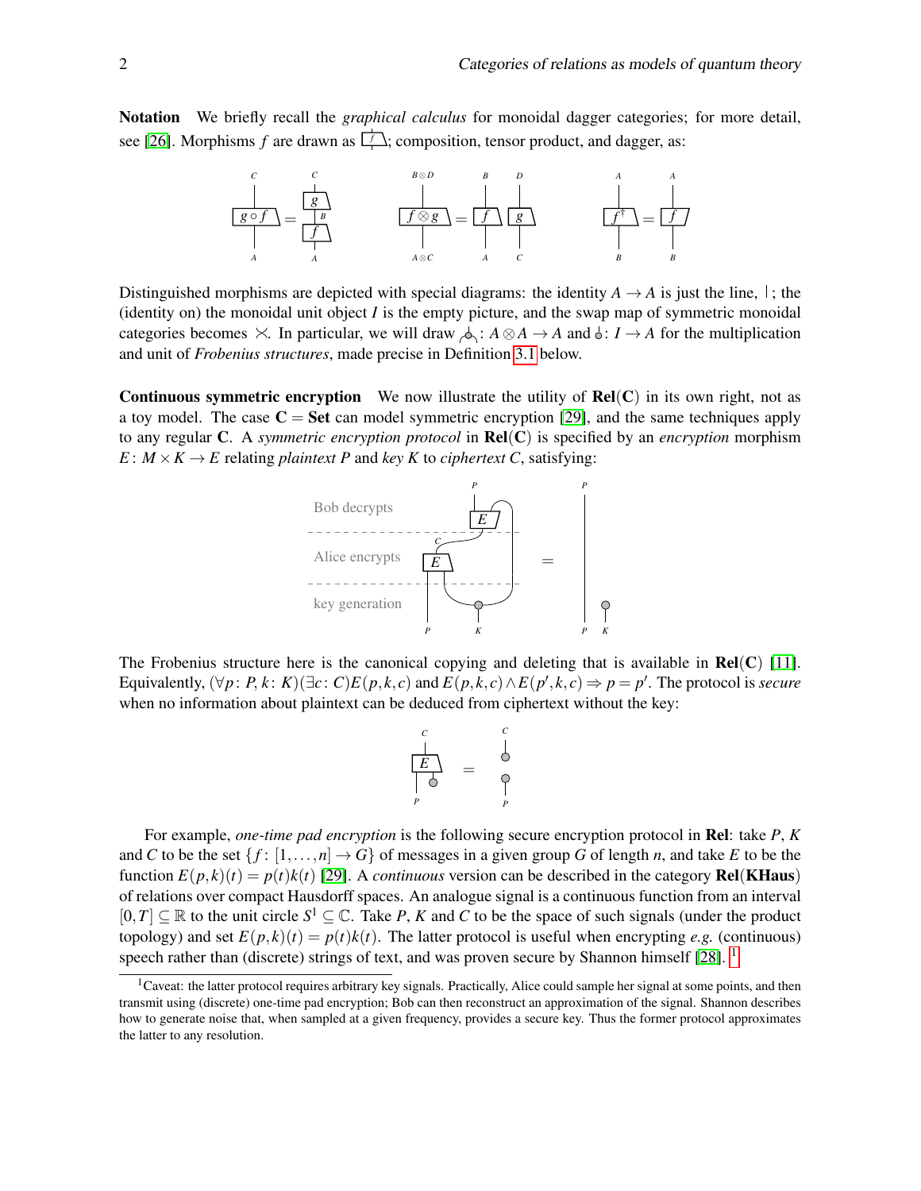**Notation** We briefly recall the *graphical calculus* for monoidal dagger categories; for more detail, see [26]. Morphisms $f$ are drawn as ; composition, tensor product, and dagger, as:

Distinguished morphisms are depicted with special diagrams: the identity $A \to A$ is just the line, $|$; the (identity on) the monoidal unit object $I$ is the empty picture, and the swap map of symmetric monoidal categories becomes $\times$. In particular, we will draw : $A \otimes A \to A$ and : $I \to A$ for the multiplication and unit of *Frobenius structures*, made precise in Definition 3.1 below.

**Continuous symmetric encryption** We now illustrate the utility of $\mathbf{Rel}(\mathbf{C})$ in its own right, not as a toy model. The case $\mathbf{C} = \mathbf{Set}$ can model symmetric encryption [29], and the same techniques apply to any regular $\mathbf{C}$. A *symmetric encryption protocol* in $\mathbf{Rel}(\mathbf{C})$ is specified by an *encryption* morphism $E\colon M \times K \to E$ relating *plaintext* $P$ and *key* $K$ to *ciphertext* $C$, satisfying:

The Frobenius structure here is the canonical copying and deleting that is available in $\mathbf{Rel}(\mathbf{C})$ [11]. Equivalently, $(\forall p\colon P, k\colon K)(\exists c\colon C)E(p,k,c)$ and $E(p,k,c) \wedge E(p',k,c) \Rightarrow p = p'$. The protocol is *secure* when no information about plaintext can be deduced from ciphertext without the key:

For example, *one-time pad encryption* is the following secure encryption protocol in $\mathbf{Rel}$: take $P$, $K$ and $C$ to be the set $\{f\colon [1,\ldots,n] \to G\}$ of messages in a given group $G$ of length $n$, and take $E$ to be the function $E(p,k)(t) = p(t)k(t)$ [29]. A *continuous* version can be described in the category $\mathbf{Rel}(\mathbf{KHaus})$ of relations over compact Hausdorff spaces. An analogue signal is a continuous function from an interval $[0,T] \subseteq \mathbb{R}$ to the unit circle $S^1 \subseteq \mathbb{C}$. Take $P$, $K$ and $C$ to be the space of such signals (under the product topology) and set $E(p,k)(t) = p(t)k(t)$. The latter protocol is useful when encrypting *e.g.* (continuous) speech rather than (discrete) strings of text, and was proven secure by Shannon himself [28]. [1]

[1] Caveat: the latter protocol requires arbitrary key signals. Practically, Alice could sample her signal at some points, and then transmit using (discrete) one-time pad encryption; Bob can then reconstruct an approximation of the signal. Shannon describes how to generate noise that, when sampled at a given frequency, provides a secure key. Thus the former protocol approximates the latter to any resolution.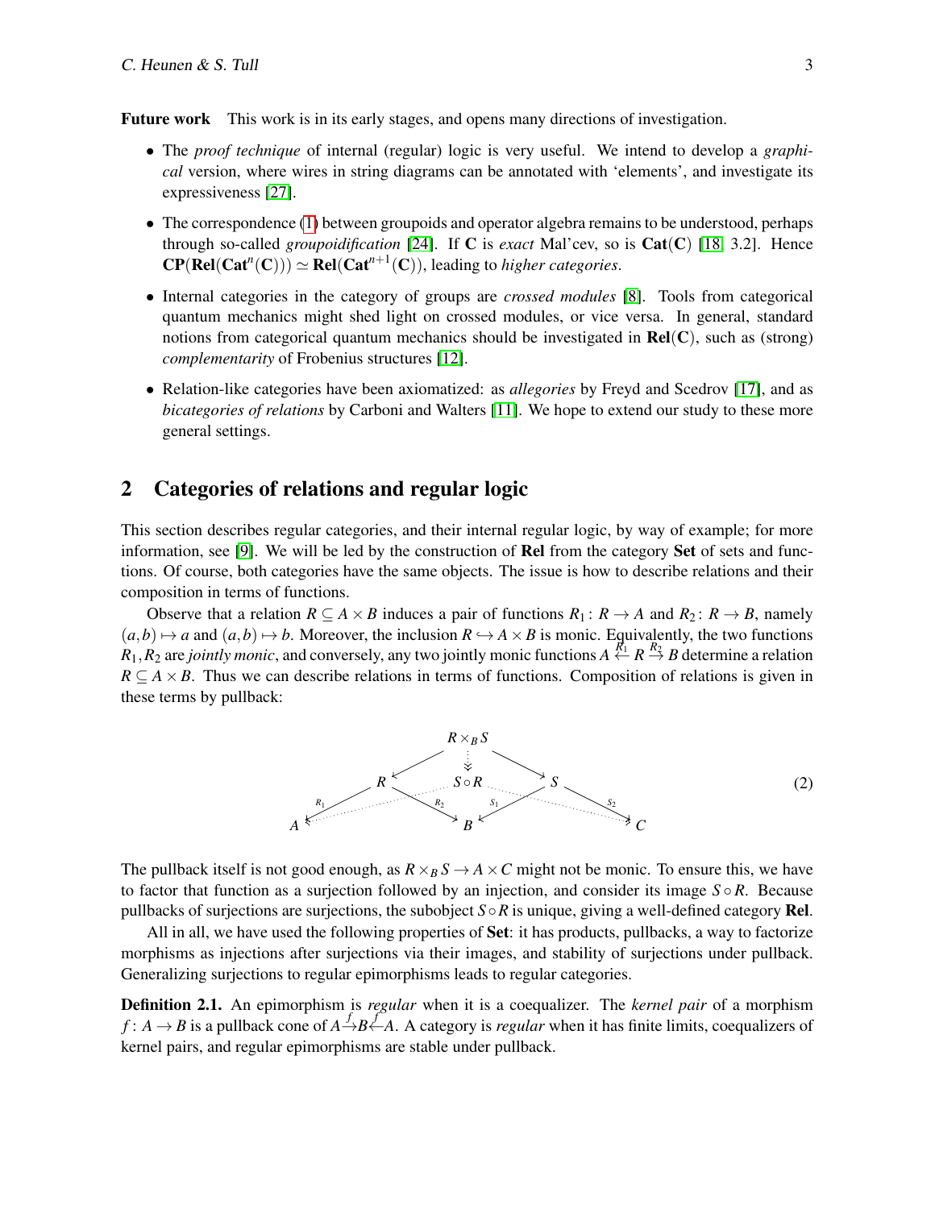**Future work** This work is in its early stages, and opens many directions of investigation.

- The *proof technique* of internal (regular) logic is very useful. We intend to develop a *graphical* version, where wires in string diagrams can be annotated with 'elements', and investigate its expressiveness [27].
- The correspondence (1) between groupoids and operator algebra remains to be understood, perhaps through so-called *groupoidification* [24]. If $\mathbf{C}$ is *exact* Mal'cev, so is $\mathbf{Cat}(\mathbf{C})$ [18, 3.2]. Hence $\mathbf{CP}(\mathbf{Rel}(\mathbf{Cat}^n(\mathbf{C}))) \simeq \mathbf{Rel}(\mathbf{Cat}^{n+1}(\mathbf{C}))$, leading to *higher categories*.
- Internal categories in the category of groups are *crossed modules* [8]. Tools from categorical quantum mechanics might shed light on crossed modules, or vice versa. In general, standard notions from categorical quantum mechanics should be investigated in $\mathbf{Rel}(\mathbf{C})$, such as (strong) *complementarity* of Frobenius structures [12].
- Relation-like categories have been axiomatized: as *allegories* by Freyd and Scedrov [17], and as *bicategories of relations* by Carboni and Walters [11]. We hope to extend our study to these more general settings.

## 2 Categories of relations and regular logic

This section describes regular categories, and their internal regular logic, by way of example; for more information, see [9]. We will be led by the construction of $\mathbf{Rel}$ from the category $\mathbf{Set}$ of sets and functions. Of course, both categories have the same objects. The issue is how to describe relations and their composition in terms of functions.

Observe that a relation $R \subseteq A \times B$ induces a pair of functions $R_1 \colon R \to A$ and $R_2 \colon R \to B$, namely $(a,b) \mapsto a$ and $(a,b) \mapsto b$. Moreover, the inclusion $R \hookrightarrow A \times B$ is monic. Equivalently, the two functions $R_1, R_2$ are *jointly monic*, and conversely, any two jointly monic functions $A \overset{R_1}{\leftarrow} R \overset{R_2}{\rightarrow} B$ determine a relation $R \subseteq A \times B$. Thus we can describe relations in terms of functions. Composition of relations is given in these terms by pullback:

$$
\begin{array}{ccccccccc}
 & & & & R \times_B S & & & & \\
 & & & \swarrow & \vdots & \searrow & & & \\
 & & R & & S \circ R & & S & & \\
 & \overset{R_1}{\swarrow} & & \overset{R_2}{\searrow} & & \overset{S_1}{\swarrow} & & \overset{S_2}{\searrow} & \\
A & & & & B & & & & C
\end{array}
\tag{2}
$$

The pullback itself is not good enough, as $R \times_B S \to A \times C$ might not be monic. To ensure this, we have to factor that function as a surjection followed by an injection, and consider its image $S \circ R$. Because pullbacks of surjections are surjections, the subobject $S \circ R$ is unique, giving a well-defined category $\mathbf{Rel}$.

All in all, we have used the following properties of $\mathbf{Set}$: it has products, pullbacks, a way to factorize morphisms as injections after surjections via their images, and stability of surjections under pullback. Generalizing surjections to regular epimorphisms leads to regular categories.

**Definition 2.1.** An epimorphism is *regular* when it is a coequalizer. The *kernel pair* of a morphism $f \colon A \to B$ is a pullback cone of $A \overset{f}{\to} B \overset{f}{\leftarrow} A$. A category is *regular* when it has finite limits, coequalizers of kernel pairs, and regular epimorphisms are stable under pullback.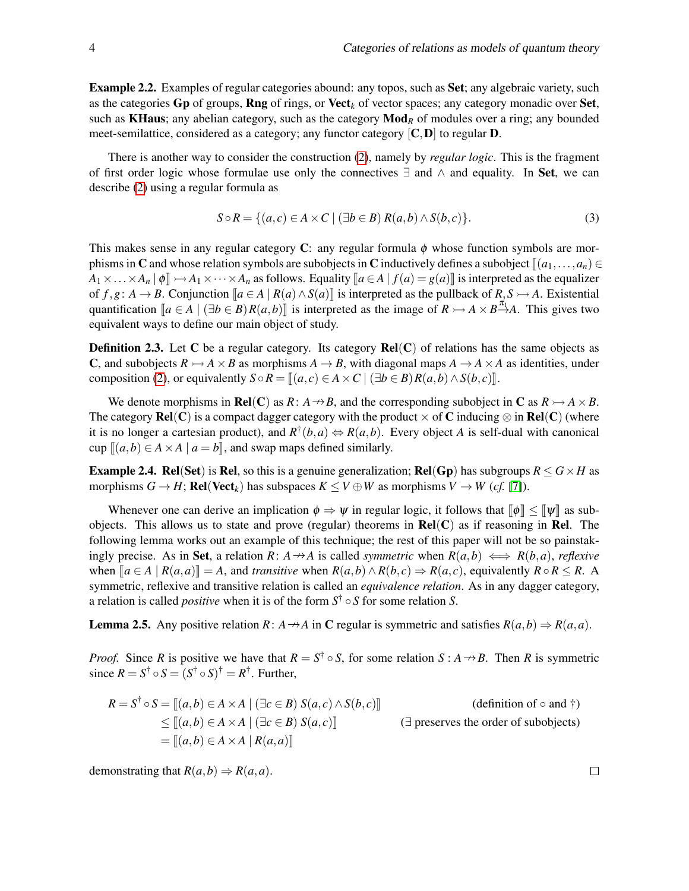**Example 2.2.** Examples of regular categories abound: any topos, such as **Set**; any algebraic variety, such as the categories **Gp** of groups, **Rng** of rings, or $\mathbf{Vect}_k$ of vector spaces; any category monadic over **Set**, such as **KHaus**; any abelian category, such as the category $\mathbf{Mod}_R$ of modules over a ring; any bounded meet-semilattice, considered as a category; any functor category $[\mathbf{C},\mathbf{D}]$ to regular $\mathbf{D}$.

There is another way to consider the construction (2), namely by *regular logic*. This is the fragment of first order logic whose formulae use only the connectives $\exists$ and $\wedge$ and equality. In **Set**, we can describe (2) using a regular formula as

$$S \circ R = \{(a,c) \in A \times C \mid (\exists b \in B)\, R(a,b) \wedge S(b,c)\}. \tag{3}$$

This makes sense in any regular category $\mathbf{C}$: any regular formula $\phi$ whose function symbols are morphisms in $\mathbf{C}$ and whose relation symbols are subobjects in $\mathbf{C}$ inductively defines a subobject $[\![(a_1,\ldots,a_n) \in A_1 \times \ldots \times A_n \mid \phi]\!] \rightarrowtail A_1 \times \cdots \times A_n$ as follows. Equality $[\![a \in A \mid f(a) = g(a)]\!]$ is interpreted as the equalizer of $f,g \colon A \to B$. Conjunction $[\![a \in A \mid R(a) \wedge S(a)]\!]$ is interpreted as the pullback of $R,S \rightarrowtail A$. Existential quantification $[\![a \in A \mid (\exists b \in B) R(a,b)]\!]$ is interpreted as the image of $R \rightarrowtail A \times B \xrightarrow{\pi_1} A$. This gives two equivalent ways to define our main object of study.

**Definition 2.3.** Let $\mathbf{C}$ be a regular category. Its category $\mathbf{Rel}(\mathbf{C})$ of relations has the same objects as $\mathbf{C}$, and subobjects $R \rightarrowtail A \times B$ as morphisms $A \to B$, with diagonal maps $A \to A \times A$ as identities, under composition (2), or equivalently $S \circ R = [\![(a,c) \in A \times C \mid (\exists b \in B) R(a,b) \wedge S(b,c)]\!]$.

We denote morphisms in $\mathbf{Rel}(\mathbf{C})$ as $R \colon A \twoheadrightarrow B$, and the corresponding subobject in $\mathbf{C}$ as $R \rightarrowtail A \times B$. The category $\mathbf{Rel}(\mathbf{C})$ is a compact dagger category with the product $\times$ of $\mathbf{C}$ inducing $\otimes$ in $\mathbf{Rel}(\mathbf{C})$ (where it is no longer a cartesian product), and $R^\dagger(b,a) \Leftrightarrow R(a,b)$. Every object $A$ is self-dual with canonical cup $[\![(a,b) \in A \times A \mid a = b]\!]$, and swap maps defined similarly.

**Example 2.4.** $\mathbf{Rel}(\mathbf{Set})$ is **Rel**, so this is a genuine generalization; $\mathbf{Rel}(\mathbf{Gp})$ has subgroups $R \leq G \times H$ as morphisms $G \to H$; $\mathbf{Rel}(\mathbf{Vect}_k)$ has subspaces $K \leq V \oplus W$ as morphisms $V \to W$ (*cf.* [7]).

Whenever one can derive an implication $\phi \Rightarrow \psi$ in regular logic, it follows that $[\![\phi]\!] \leq [\![\psi]\!]$ as subobjects. This allows us to state and prove (regular) theorems in $\mathbf{Rel}(\mathbf{C})$ as if reasoning in **Rel**. The following lemma works out an example of this technique; the rest of this paper will not be so painstakingly precise. As in **Set**, a relation $R \colon A \twoheadrightarrow A$ is called *symmetric* when $R(a,b) \iff R(b,a)$, *reflexive* when $[\![a \in A \mid R(a,a)]\!] = A$, and *transitive* when $R(a,b) \wedge R(b,c) \Rightarrow R(a,c)$, equivalently $R \circ R \leq R$. A symmetric, reflexive and transitive relation is called an *equivalence relation*. As in any dagger category, a relation is called *positive* when it is of the form $S^\dagger \circ S$ for some relation $S$.

**Lemma 2.5.** Any positive relation $R \colon A \twoheadrightarrow A$ in $\mathbf{C}$ regular is symmetric and satisfies $R(a,b) \Rightarrow R(a,a)$.

*Proof.* Since $R$ is positive we have that $R = S^\dagger \circ S$, for some relation $S : A \twoheadrightarrow B$. Then $R$ is symmetric since $R = S^\dagger \circ S = (S^\dagger \circ S)^\dagger = R^\dagger$. Further,

$$\begin{aligned}
R = S^\dagger \circ S &= [\![(a,b) \in A \times A \mid (\exists c \in B)\; S(a,c) \wedge S(b,c)]\!] && \text{(definition of } \circ \text{ and } \dagger) \\
&\leq [\![(a,b) \in A \times A \mid (\exists c \in B)\; S(a,c)]\!] && (\exists \text{ preserves the order of subobjects}) \\
&= [\![(a,b) \in A \times A \mid R(a,a)]\!]
\end{aligned}$$

demonstrating that $R(a,b) \Rightarrow R(a,a)$. $\square$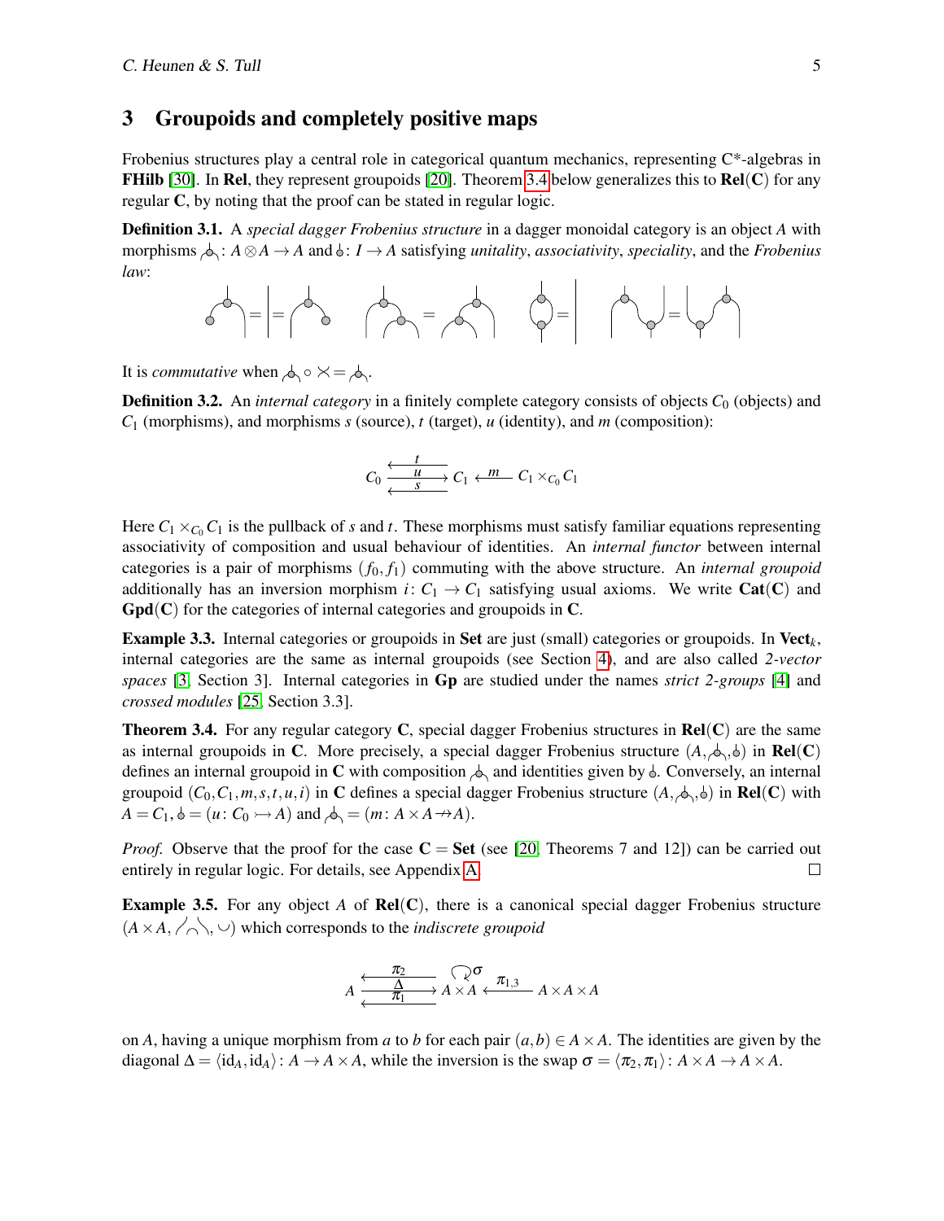## 3 Groupoids and completely positive maps

Frobenius structures play a central role in categorical quantum mechanics, representing C*-algebras in **FHilb** [30]. In **Rel**, they represent groupoids [20]. Theorem 3.4 below generalizes this to $\mathbf{Rel}(\mathbf{C})$ for any regular $\mathbf{C}$, by noting that the proof can be stated in regular logic.

**Definition 3.1.** A *special dagger Frobenius structure* in a dagger monoidal category is an object $A$ with morphisms $\multimap\colon A \otimes A \to A$ and $\multimap\colon I \to A$ satisfying *unitality*, *associativity*, *speciality*, and the *Frobenius law*:

It is *commutative* when $\multimap \circ \times = \multimap$.

**Definition 3.2.** An *internal category* in a finitely complete category consists of objects $C_0$ (objects) and $C_1$ (morphisms), and morphisms $s$ (source), $t$ (target), $u$ (identity), and $m$ (composition):

$$C_0 \underset{s}{\overset{t}{\leftleftarrows}} \xrightarrow{u} C_1 \xleftarrow{m} C_1 \times_{C_0} C_1$$

Here $C_1 \times_{C_0} C_1$ is the pullback of $s$ and $t$. These morphisms must satisfy familiar equations representing associativity of composition and usual behaviour of identities. An *internal functor* between internal categories is a pair of morphisms $(f_0, f_1)$ commuting with the above structure. An *internal groupoid* additionally has an inversion morphism $i\colon C_1 \to C_1$ satisfying usual axioms. We write $\mathbf{Cat}(\mathbf{C})$ and $\mathbf{Gpd}(\mathbf{C})$ for the categories of internal categories and groupoids in $\mathbf{C}$.

**Example 3.3.** Internal categories or groupoids in **Set** are just (small) categories or groupoids. In $\mathbf{Vect}_k$, internal categories are the same as internal groupoids (see Section 4), and are also called *2-vector spaces* [3, Section 3]. Internal categories in **Gp** are studied under the names *strict 2-groups* [4] and *crossed modules* [25, Section 3.3].

**Theorem 3.4.** For any regular category $\mathbf{C}$, special dagger Frobenius structures in $\mathbf{Rel}(\mathbf{C})$ are the same as internal groupoids in $\mathbf{C}$. More precisely, a special dagger Frobenius structure $(A, \multimap, \multimap)$ in $\mathbf{Rel}(\mathbf{C})$ defines an internal groupoid in $\mathbf{C}$ with composition $\multimap$ and identities given by $\multimap$. Conversely, an internal groupoid $(C_0, C_1, m, s, t, u, i)$ in $\mathbf{C}$ defines a special dagger Frobenius structure $(A, \multimap, \multimap)$ in $\mathbf{Rel}(\mathbf{C})$ with $A = C_1$, $\multimap = (u\colon C_0 \rightarrowtail A)$ and $\multimap = (m\colon A \times A \twoheadrightarrow A)$.

*Proof.* Observe that the proof for the case $\mathbf{C} = \mathbf{Set}$ (see [20, Theorems 7 and 12]) can be carried out entirely in regular logic. For details, see Appendix A. □

**Example 3.5.** For any object $A$ of $\mathbf{Rel}(\mathbf{C})$, there is a canonical special dagger Frobenius structure $(A \times A, \diagup\!\frown\!\diagdown, \smile)$ which corresponds to the *indiscrete groupoid*

$$A \underset{\pi_1}{\overset{\pi_2}{\leftleftarrows}} \xrightarrow{\Delta} A \times A \circlearrowleft^{\sigma} \xleftarrow{\pi_{1,3}} A \times A \times A$$

on $A$, having a unique morphism from $a$ to $b$ for each pair $(a, b) \in A \times A$. The identities are given by the diagonal $\Delta = \langle \mathrm{id}_A, \mathrm{id}_A \rangle\colon A \to A \times A$, while the inversion is the swap $\sigma = \langle \pi_2, \pi_1 \rangle\colon A \times A \to A \times A$.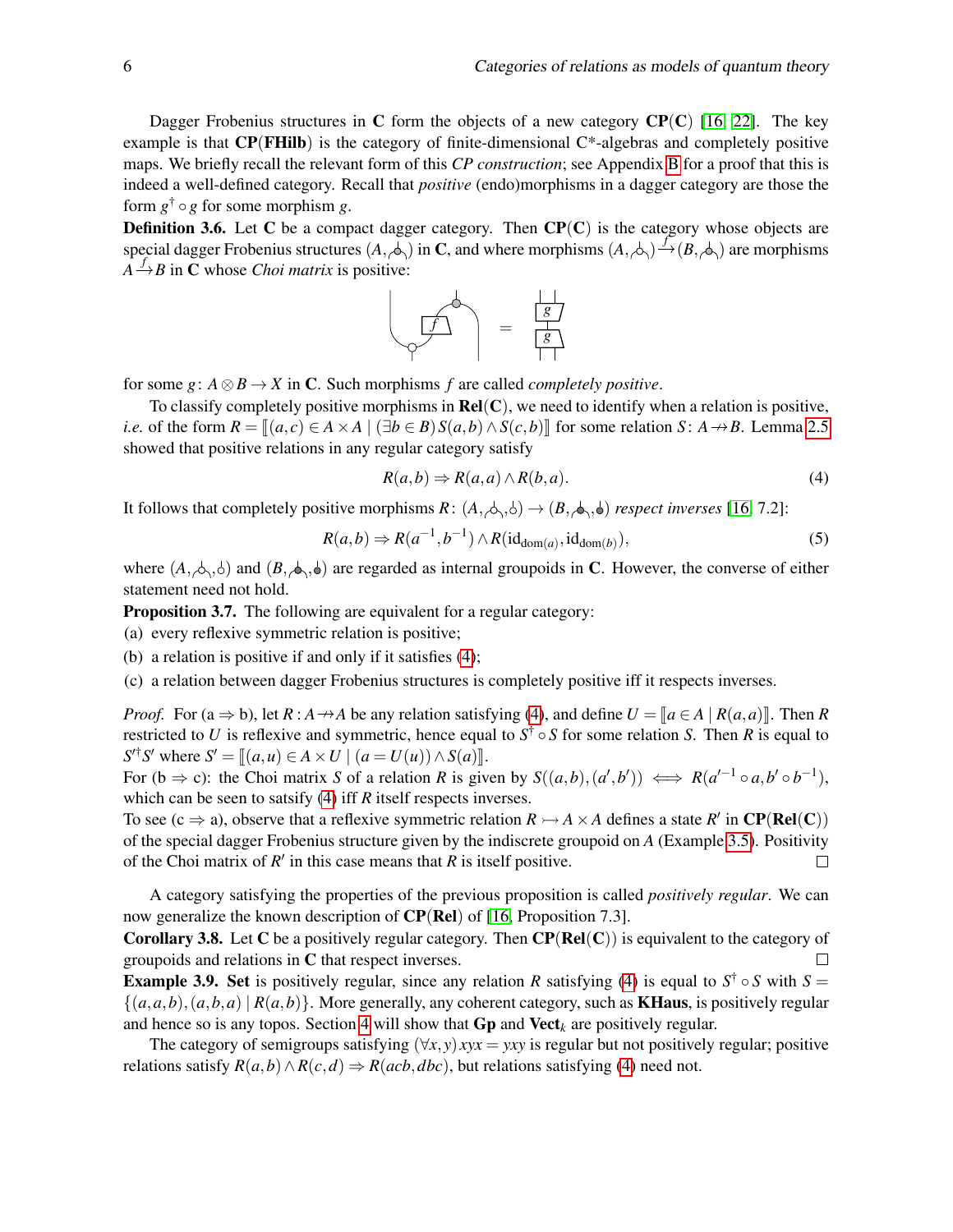Dagger Frobenius structures in $\mathbf{C}$ form the objects of a new category $\mathbf{CP}(\mathbf{C})$ [16, 22]. The key example is that $\mathbf{CP}(\mathbf{FHilb})$ is the category of finite-dimensional C*-algebras and completely positive maps. We briefly recall the relevant form of this *CP construction*; see Appendix B for a proof that this is indeed a well-defined category. Recall that *positive* (endo)morphisms in a dagger category are those the form $g^\dagger \circ g$ for some morphism $g$.

**Definition 3.6.** Let $\mathbf{C}$ be a compact dagger category. Then $\mathbf{CP}(\mathbf{C})$ is the category whose objects are special dagger Frobenius structures $(A, \text{⅄})$ in $\mathbf{C}$, and where morphisms $(A, \text{⅄}) \xrightarrow{f} (B, \text{⅄})$ are morphisms $A \xrightarrow{f} B$ in $\mathbf{C}$ whose *Choi matrix* is positive:

[diagram: Choi matrix of $f$ equals $g^\dagger \circ g$]

for some $g \colon A \otimes B \to X$ in $\mathbf{C}$. Such morphisms $f$ are called *completely positive*.

To classify completely positive morphisms in $\mathbf{Rel}(\mathbf{C})$, we need to identify when a relation is positive, *i.e.* of the form $R = [\![(a,c) \in A \times A \mid (\exists b \in B)\, S(a,b) \wedge S(c,b)]\!]$ for some relation $S \colon A \nrightarrow B$. Lemma 2.5 showed that positive relations in any regular category satisfy

$$R(a,b) \Rightarrow R(a,a) \wedge R(b,a). \tag{4}$$

It follows that completely positive morphisms $R \colon (A, \text{⅄}, \text{♁}) \to (B, \text{⅄}, \text{♁})$ *respect inverses* [16, 7.2]:

$$R(a,b) \Rightarrow R(a^{-1}, b^{-1}) \wedge R(\mathrm{id}_{\mathrm{dom}(a)}, \mathrm{id}_{\mathrm{dom}(b)}), \tag{5}$$

where $(A, \text{⅄}, \text{♁})$ and $(B, \text{⅄}, \text{♁})$ are regarded as internal groupoids in $\mathbf{C}$. However, the converse of either statement need not hold.

**Proposition 3.7.** The following are equivalent for a regular category:

(a) every reflexive symmetric relation is positive;

(b) a relation is positive if and only if it satisfies (4);

(c) a relation between dagger Frobenius structures is completely positive iff it respects inverses.

*Proof.* For (a $\Rightarrow$ b), let $R \colon A \nrightarrow A$ be any relation satisfying (4), and define $U = [\![a \in A \mid R(a,a)]\!]$. Then $R$ restricted to $U$ is reflexive and symmetric, hence equal to $S^\dagger \circ S$ for some relation $S$. Then $R$ is equal to $S'^\dagger S'$ where $S' = [\![(a,u) \in A \times U \mid (a = U(u)) \wedge S(a)]\!]$.

For (b $\Rightarrow$ c): the Choi matrix $S$ of a relation $R$ is given by $S((a,b),(a',b')) \iff R(a'^{-1} \circ a, b' \circ b^{-1})$, which can be seen to satsify (4) iff $R$ itself respects inverses.

To see (c $\Rightarrow$ a), observe that a reflexive symmetric relation $R \rightarrowtail A \times A$ defines a state $R'$ in $\mathbf{CP}(\mathbf{Rel}(\mathbf{C}))$ of the special dagger Frobenius structure given by the indiscrete groupoid on $A$ (Example 3.5). Positivity of the Choi matrix of $R'$ in this case means that $R$ is itself positive. $\square$

A category satisfying the properties of the previous proposition is called *positively regular*. We can now generalize the known description of $\mathbf{CP}(\mathbf{Rel})$ of [16, Proposition 7.3].

**Corollary 3.8.** Let $\mathbf{C}$ be a positively regular category. Then $\mathbf{CP}(\mathbf{Rel}(\mathbf{C}))$ is equivalent to the category of groupoids and relations in $\mathbf{C}$ that respect inverses. $\square$

**Example 3.9.** $\mathbf{Set}$ is positively regular, since any relation $R$ satisfying (4) is equal to $S^\dagger \circ S$ with $S = \{(a,a,b),(a,b,a) \mid R(a,b)\}$. More generally, any coherent category, such as $\mathbf{KHaus}$, is positively regular and hence so is any topos. Section 4 will show that $\mathbf{Gp}$ and $\mathbf{Vect}_k$ are positively regular.

The category of semigroups satisfying $(\forall x,y)\, xyx = yxy$ is regular but not positively regular; positive relations satisfy $R(a,b) \wedge R(c,d) \Rightarrow R(acb, dbc)$, but relations satisfying (4) need not.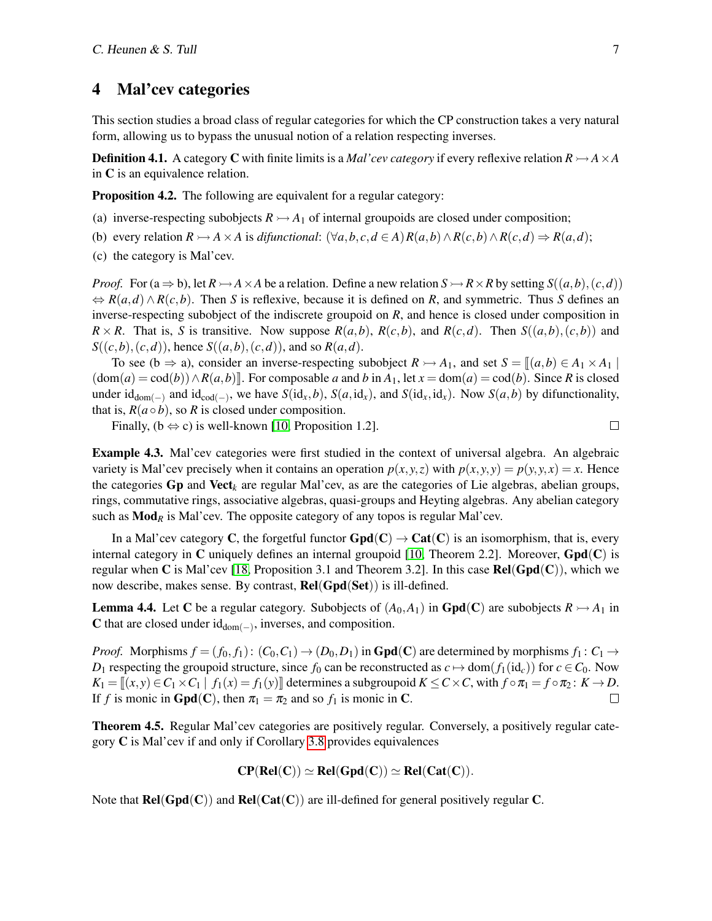## 4 Mal'cev categories

This section studies a broad class of regular categories for which the CP construction takes a very natural form, allowing us to bypass the unusual notion of a relation respecting inverses.

**Definition 4.1.** A category $\mathbf{C}$ with finite limits is a *Mal'cev category* if every reflexive relation $R \rightarrowtail A \times A$ in $\mathbf{C}$ is an equivalence relation.

**Proposition 4.2.** The following are equivalent for a regular category:

(a) inverse-respecting subobjects $R \rightarrowtail A_1$ of internal groupoids are closed under composition;

(b) every relation $R \rightarrowtail A \times A$ is *difunctional*: $(\forall a,b,c,d \in A)\, R(a,b) \wedge R(c,b) \wedge R(c,d) \Rightarrow R(a,d)$;

(c) the category is Mal'cev.

*Proof.* For (a $\Rightarrow$ b), let $R \rightarrowtail A \times A$ be a relation. Define a new relation $S \rightarrowtail R \times R$ by setting $S((a,b),(c,d)) \Leftrightarrow R(a,d) \wedge R(c,b)$. Then $S$ is reflexive, because it is defined on $R$, and symmetric. Thus $S$ defines an inverse-respecting subobject of the indiscrete groupoid on $R$, and hence is closed under composition in $R \times R$. That is, $S$ is transitive. Now suppose $R(a,b)$, $R(c,b)$, and $R(c,d)$. Then $S((a,b),(c,b))$ and $S((c,b),(c,d))$, hence $S((a,b),(c,d))$, and so $R(a,d)$.

To see (b $\Rightarrow$ a), consider an inverse-respecting subobject $R \rightarrowtail A_1$, and set $S = \llbracket (a,b) \in A_1 \times A_1 \mid (\mathrm{dom}(a) = \mathrm{cod}(b)) \wedge R(a,b) \rrbracket$. For composable $a$ and $b$ in $A_1$, let $x = \mathrm{dom}(a) = \mathrm{cod}(b)$. Since $R$ is closed under $\mathrm{id}_{\mathrm{dom}(-)}$ and $\mathrm{id}_{\mathrm{cod}(-)}$, we have $S(\mathrm{id}_x, b)$, $S(a, \mathrm{id}_x)$, and $S(\mathrm{id}_x, \mathrm{id}_x)$. Now $S(a,b)$ by difunctionality, that is, $R(a \circ b)$, so $R$ is closed under composition.

Finally, (b $\Leftrightarrow$ c) is well-known [10, Proposition 1.2]. $\square$

**Example 4.3.** Mal'cev categories were first studied in the context of universal algebra. An algebraic variety is Mal'cev precisely when it contains an operation $p(x,y,z)$ with $p(x,y,y) = p(y,y,x) = x$. Hence the categories $\mathbf{Gp}$ and $\mathbf{Vect}_k$ are regular Mal'cev, as are the categories of Lie algebras, abelian groups, rings, commutative rings, associative algebras, quasi-groups and Heyting algebras. Any abelian category such as $\mathbf{Mod}_R$ is Mal'cev. The opposite category of any topos is regular Mal'cev.

In a Mal'cev category $\mathbf{C}$, the forgetful functor $\mathbf{Gpd}(\mathbf{C}) \to \mathbf{Cat}(\mathbf{C})$ is an isomorphism, that is, every internal category in $\mathbf{C}$ uniquely defines an internal groupoid [10, Theorem 2.2]. Moreover, $\mathbf{Gpd}(\mathbf{C})$ is regular when $\mathbf{C}$ is Mal'cev [18, Proposition 3.1 and Theorem 3.2]. In this case $\mathbf{Rel}(\mathbf{Gpd}(\mathbf{C}))$, which we now describe, makes sense. By contrast, $\mathbf{Rel}(\mathbf{Gpd}(\mathbf{Set}))$ is ill-defined.

**Lemma 4.4.** Let $\mathbf{C}$ be a regular category. Subobjects of $(A_0, A_1)$ in $\mathbf{Gpd}(\mathbf{C})$ are subobjects $R \rightarrowtail A_1$ in $\mathbf{C}$ that are closed under $\mathrm{id}_{\mathrm{dom}(-)}$, inverses, and composition.

*Proof.* Morphisms $f = (f_0, f_1) \colon (C_0, C_1) \to (D_0, D_1)$ in $\mathbf{Gpd}(\mathbf{C})$ are determined by morphisms $f_1 \colon C_1 \to D_1$ respecting the groupoid structure, since $f_0$ can be reconstructed as $c \mapsto \mathrm{dom}(f_1(\mathrm{id}_c))$ for $c \in C_0$. Now $K_1 = \llbracket (x,y) \in C_1 \times C_1 \mid f_1(x) = f_1(y) \rrbracket$ determines a subgroupoid $K \leq C \times C$, with $f \circ \pi_1 = f \circ \pi_2 \colon K \to D$. If $f$ is monic in $\mathbf{Gpd}(\mathbf{C})$, then $\pi_1 = \pi_2$ and so $f_1$ is monic in $\mathbf{C}$. $\square$

**Theorem 4.5.** Regular Mal'cev categories are positively regular. Conversely, a positively regular category $\mathbf{C}$ is Mal'cev if and only if Corollary 3.8 provides equivalences

$$\mathbf{CP}(\mathbf{Rel}(\mathbf{C})) \simeq \mathbf{Rel}(\mathbf{Gpd}(\mathbf{C})) \simeq \mathbf{Rel}(\mathbf{Cat}(\mathbf{C})).$$

Note that $\mathbf{Rel}(\mathbf{Gpd}(\mathbf{C}))$ and $\mathbf{Rel}(\mathbf{Cat}(\mathbf{C}))$ are ill-defined for general positively regular $\mathbf{C}$.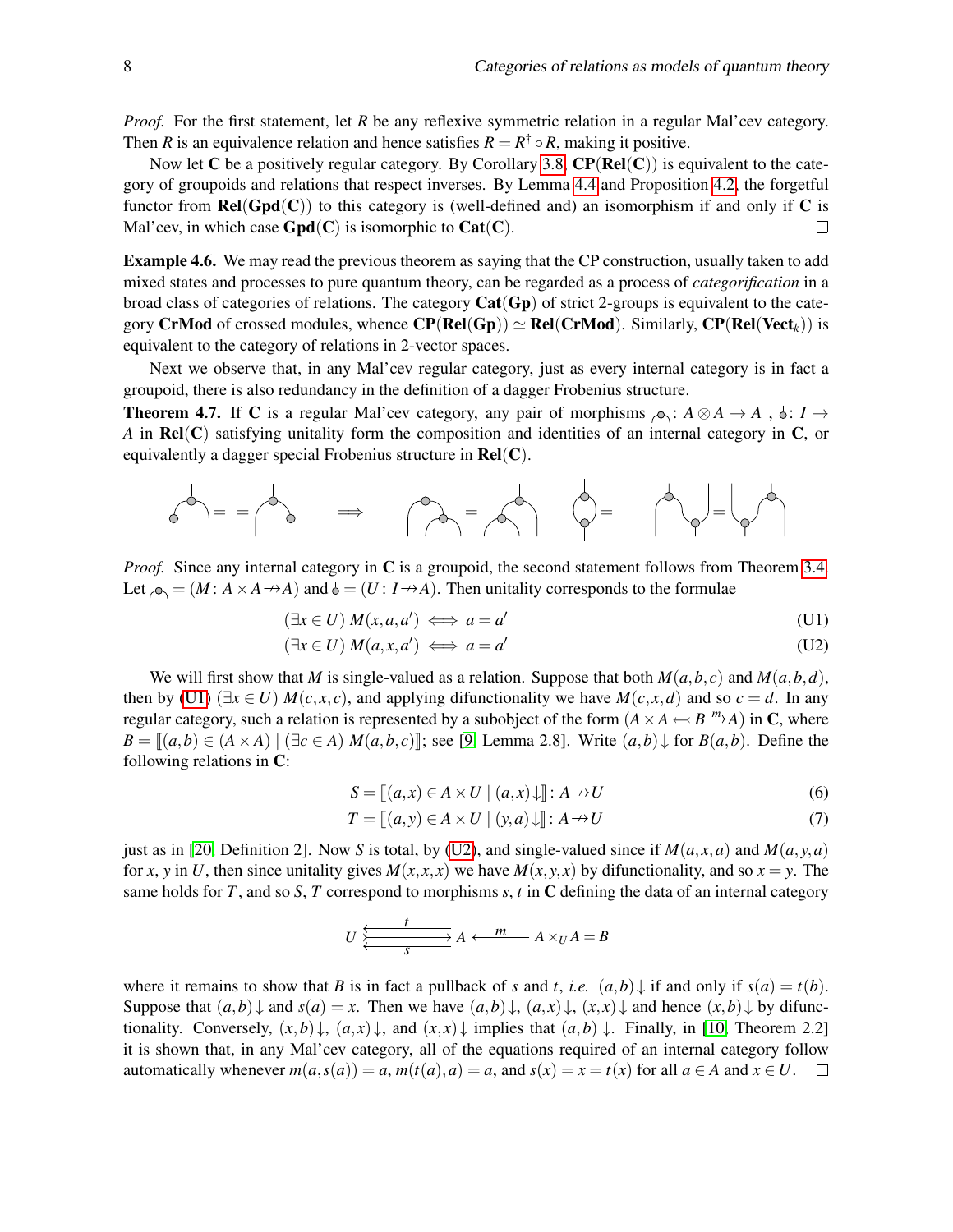*Proof.* For the first statement, let $R$ be any reflexive symmetric relation in a regular Mal'cev category. Then $R$ is an equivalence relation and hence satisfies $R = R^\dagger \circ R$, making it positive.

Now let $\mathbf{C}$ be a positively regular category. By Corollary 3.8, $\mathbf{CP}(\mathbf{Rel}(\mathbf{C}))$ is equivalent to the category of groupoids and relations that respect inverses. By Lemma 4.4 and Proposition 4.2, the forgetful functor from $\mathbf{Rel}(\mathbf{Gpd}(\mathbf{C}))$ to this category is (well-defined and) an isomorphism if and only if $\mathbf{C}$ is Mal'cev, in which case $\mathbf{Gpd}(\mathbf{C})$ is isomorphic to $\mathbf{Cat}(\mathbf{C})$. $\square$

**Example 4.6.** We may read the previous theorem as saying that the CP construction, usually taken to add mixed states and processes to pure quantum theory, can be regarded as a process of *categorification* in a broad class of categories of relations. The category $\mathbf{Cat}(\mathbf{Gp})$ of strict 2-groups is equivalent to the category $\mathbf{CrMod}$ of crossed modules, whence $\mathbf{CP}(\mathbf{Rel}(\mathbf{Gp})) \simeq \mathbf{Rel}(\mathbf{CrMod})$. Similarly, $\mathbf{CP}(\mathbf{Rel}(\mathbf{Vect}_k))$ is equivalent to the category of relations in 2-vector spaces.

Next we observe that, in any Mal'cev regular category, just as every internal category is in fact a groupoid, there is also redundancy in the definition of a dagger Frobenius structure.

**Theorem 4.7.** If $\mathbf{C}$ is a regular Mal'cev category, any pair of morphisms $\mu \colon A \otimes A \to A$ , $u \colon I \to A$ in $\mathbf{Rel}(\mathbf{C})$ satisfying unitality form the composition and identities of an internal category in $\mathbf{C}$, or equivalently a dagger special Frobenius structure in $\mathbf{Rel}(\mathbf{C})$.

*Proof.* Since any internal category in $\mathbf{C}$ is a groupoid, the second statement follows from Theorem 3.4. Let $\mu = (M \colon A \times A \nrightarrow A)$ and $u = (U \colon I \nrightarrow A)$. Then unitality corresponds to the formulae

$$(\exists x \in U)\ M(x,a,a') \iff a = a' \tag{U1}$$

$$(\exists x \in U)\ M(a,x,a') \iff a = a' \tag{U2}$$

We will first show that $M$ is single-valued as a relation. Suppose that both $M(a,b,c)$ and $M(a,b,d)$, then by (U1) $(\exists x \in U)\ M(c,x,c)$, and applying difunctionality we have $M(c,x,d)$ and so $c = d$. In any regular category, such a relation is represented by a subobject of the form $(A \times A \leftarrowtail B \xrightarrow{m} A)$ in $\mathbf{C}$, where $B = [\![ (a,b) \in (A \times A) \mid (\exists c \in A)\ M(a,b,c) ]\!]$; see [9, Lemma 2.8]. Write $(a,b)\downarrow$ for $B(a,b)$. Define the following relations in $\mathbf{C}$:

$$S = [\![ (a,x) \in A \times U \mid (a,x)\downarrow ]\!] \colon A \nrightarrow U \tag{6}$$

$$T = [\![ (a,y) \in A \times U \mid (y,a)\downarrow ]\!] \colon A \nrightarrow U \tag{7}$$

just as in [20, Definition 2]. Now $S$ is total, by (U2), and single-valued since if $M(a,x,a)$ and $M(a,y,a)$ for $x$, $y$ in $U$, then since unitality gives $M(x,x,x)$ we have $M(x,y,x)$ by difunctionality, and so $x = y$. The same holds for $T$, and so $S$, $T$ correspond to morphisms $s$, $t$ in $\mathbf{C}$ defining the data of an internal category

$$U \overset{t}{\underset{s}{\leftleftarrows}} A \xleftarrow{\ m\ } A \times_U A = B$$

where it remains to show that $B$ is in fact a pullback of $s$ and $t$, *i.e.* $(a,b)\downarrow$ if and only if $s(a) = t(b)$. Suppose that $(a,b)\downarrow$ and $s(a) = x$. Then we have $(a,b)\downarrow$, $(a,x)\downarrow$, $(x,x)\downarrow$ and hence $(x,b)\downarrow$ by difunctionality. Conversely, $(x,b)\downarrow$, $(a,x)\downarrow$, and $(x,x)\downarrow$ implies that $(a,b)\downarrow$. Finally, in [10, Theorem 2.2] it is shown that, in any Mal'cev category, all of the equations required of an internal category follow automatically whenever $m(a,s(a)) = a$, $m(t(a),a) = a$, and $s(x) = x = t(x)$ for all $a \in A$ and $x \in U$. $\square$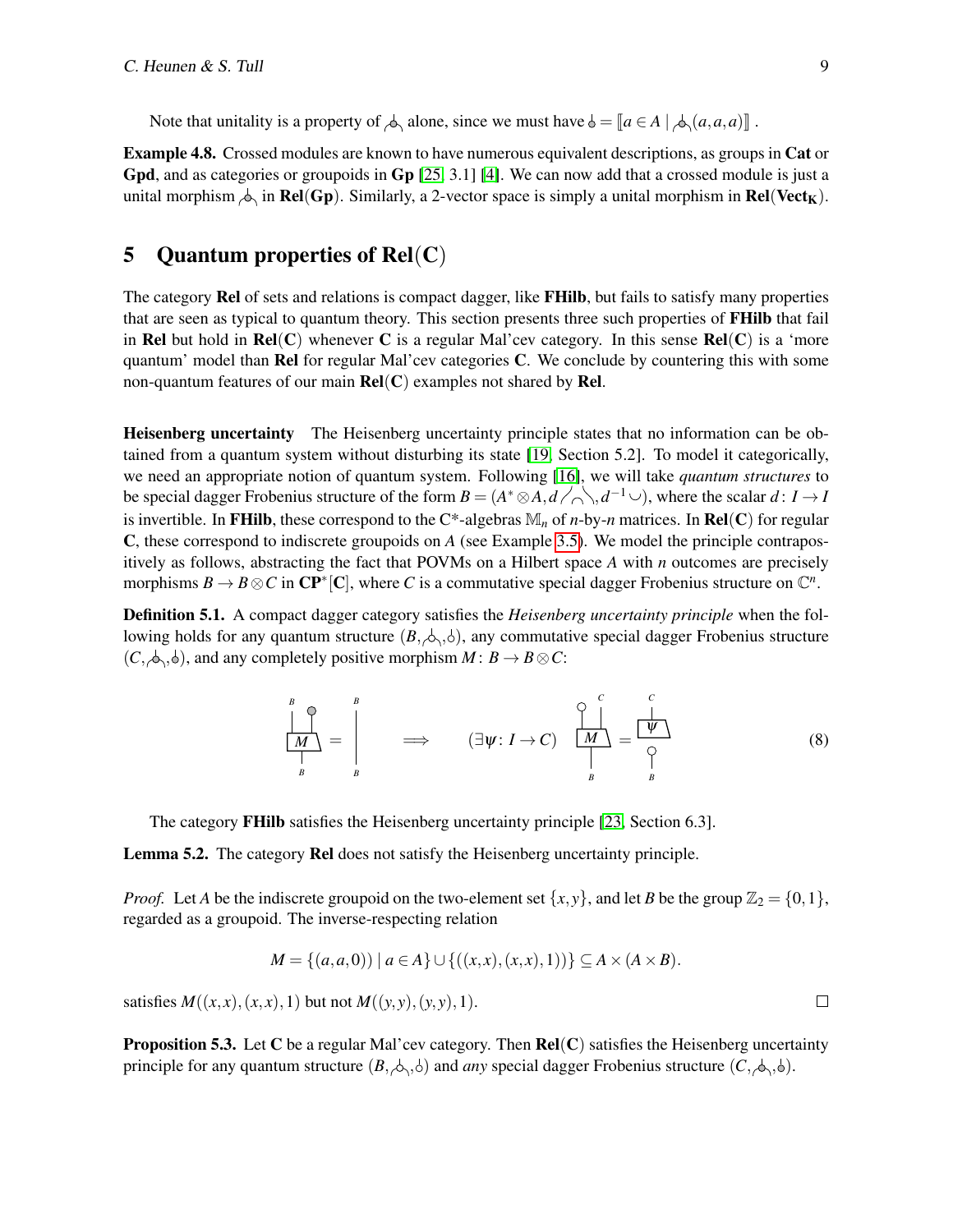Note that unitality is a property of $\curlywedge$ alone, since we must have $\circ = [\![a \in A \mid \curlywedge(a,a,a)]\!]$.

**Example 4.8.** Crossed modules are known to have numerous equivalent descriptions, as groups in **Cat** or **Gpd**, and as categories or groupoids in **Gp** [25, 3.1] [4]. We can now add that a crossed module is just a unital morphism $\curlywedge$ in $\mathbf{Rel}(\mathbf{Gp})$. Similarly, a 2-vector space is simply a unital morphism in $\mathbf{Rel}(\mathbf{Vect_K})$.

## 5 Quantum properties of $\mathbf{Rel}(\mathbf{C})$

The category **Rel** of sets and relations is compact dagger, like **FHilb**, but fails to satisfy many properties that are seen as typical to quantum theory. This section presents three such properties of **FHilb** that fail in **Rel** but hold in $\mathbf{Rel}(\mathbf{C})$ whenever $\mathbf{C}$ is a regular Mal'cev category. In this sense $\mathbf{Rel}(\mathbf{C})$ is a 'more quantum' model than **Rel** for regular Mal'cev categories $\mathbf{C}$. We conclude by countering this with some non-quantum features of our main $\mathbf{Rel}(\mathbf{C})$ examples not shared by **Rel**.

**Heisenberg uncertainty** The Heisenberg uncertainty principle states that no information can be obtained from a quantum system without disturbing its state [19, Section 5.2]. To model it categorically, we need an appropriate notion of quantum system. Following [16], we will take *quantum structures* to be special dagger Frobenius structure of the form $B = (A^* \otimes A, d \,\curlywedge, d^{-1} \cup)$, where the scalar $d \colon I \to I$ is invertible. In **FHilb**, these correspond to the C*-algebras $\mathbb{M}_n$ of $n$-by-$n$ matrices. In $\mathbf{Rel}(\mathbf{C})$ for regular $\mathbf{C}$, these correspond to indiscrete groupoids on $A$ (see Example 3.5). We model the principle contrapositively as follows, abstracting the fact that POVMs on a Hilbert space $A$ with $n$ outcomes are precisely morphisms $B \to B \otimes C$ in $\mathbf{CP}^*[\mathbf{C}]$, where $C$ is a commutative special dagger Frobenius structure on $\mathbb{C}^n$.

**Definition 5.1.** A compact dagger category satisfies the *Heisenberg uncertainty principle* when the following holds for any quantum structure $(B, \curlywedge, \circ)$, any commutative special dagger Frobenius structure $(C, \curlywedge, \circ)$, and any completely positive morphism $M \colon B \to B \otimes C$:

$$(\text{id}_B \otimes \circ) \circ M = \text{id}_B \quad \Longrightarrow \quad (\exists \psi \colon I \to C) \quad (\circ \otimes \text{id}_C) \circ M = \psi \otimes \circ \tag{8}$$

The category **FHilb** satisfies the Heisenberg uncertainty principle [23, Section 6.3].

**Lemma 5.2.** The category **Rel** does not satisfy the Heisenberg uncertainty principle.

*Proof.* Let $A$ be the indiscrete groupoid on the two-element set $\{x,y\}$, and let $B$ be the group $\mathbb{Z}_2 = \{0,1\}$, regarded as a groupoid. The inverse-respecting relation

$$M = \{(a,a,0)) \mid a \in A\} \cup \{((x,x),(x,x),1))\} \subseteq A \times (A \times B).$$

satisfies $M((x,x),(x,x),1)$ but not $M((y,y),(y,y),1)$. $\square$

**Proposition 5.3.** Let $\mathbf{C}$ be a regular Mal'cev category. Then $\mathbf{Rel}(\mathbf{C})$ satisfies the Heisenberg uncertainty principle for any quantum structure $(B, \curlywedge, \circ)$ and *any* special dagger Frobenius structure $(C, \curlywedge, \circ)$.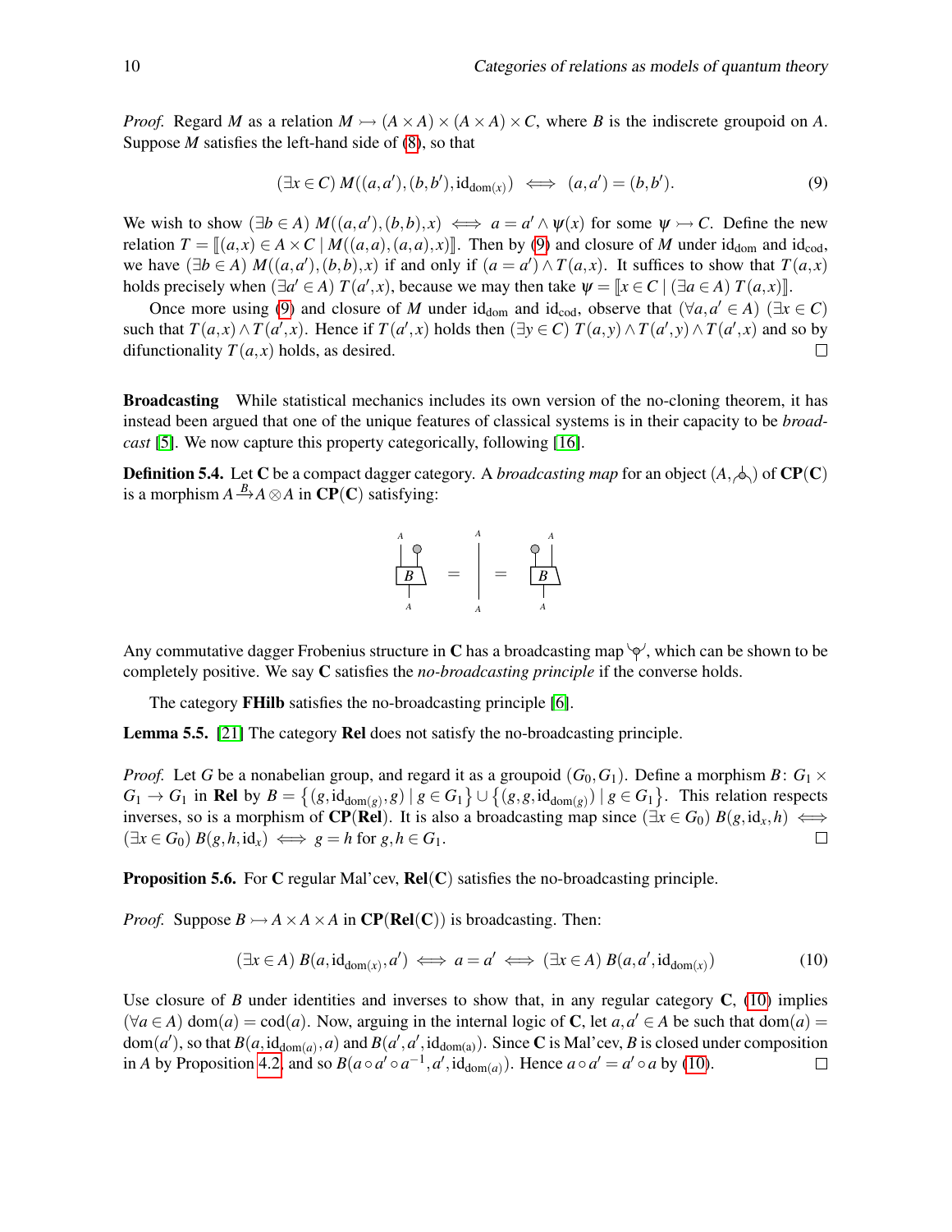*Proof.* Regard $M$ as a relation $M \rightarrowtail (A \times A) \times (A \times A) \times C$, where $B$ is the indiscrete groupoid on $A$. Suppose $M$ satisfies the left-hand side of (8), so that

$$(\exists x \in C)\ M((a,a'),(b,b'),\mathrm{id}_{\mathrm{dom}(x)}) \iff (a,a') = (b,b'). \tag{9}$$

We wish to show $(\exists b \in A)\ M((a,a'),(b,b),x) \iff a = a' \wedge \psi(x)$ for some $\psi \rightarrowtail C$. Define the new relation $T = [\![(a,x) \in A \times C \mid M((a,a),(a,a),x)]\!]$. Then by (9) and closure of $M$ under $\mathrm{id}_{\mathrm{dom}}$ and $\mathrm{id}_{\mathrm{cod}}$, we have $(\exists b \in A)\ M((a,a'),(b,b),x)$ if and only if $(a = a') \wedge T(a,x)$. It suffices to show that $T(a,x)$ holds precisely when $(\exists a' \in A)\ T(a',x)$, because we may then take $\psi = [\![x \in C \mid (\exists a \in A)\ T(a,x)]\!]$.

Once more using (9) and closure of $M$ under $\mathrm{id}_{\mathrm{dom}}$ and $\mathrm{id}_{\mathrm{cod}}$, observe that $(\forall a, a' \in A)\ (\exists x \in C)$ such that $T(a,x) \wedge T(a',x)$. Hence if $T(a',x)$ holds then $(\exists y \in C)\ T(a,y) \wedge T(a',y) \wedge T(a',x)$ and so by difunctionality $T(a,x)$ holds, as desired. □

**Broadcasting** While statistical mechanics includes its own version of the no-cloning theorem, it has instead been argued that one of the unique features of classical systems is in their capacity to be *broadcast* [5]. We now capture this property categorically, following [16].

**Definition 5.4.** Let $\mathbf{C}$ be a compact dagger category. A *broadcasting map* for an object $(A, \text{⅄})$ of $\mathbf{CP}(\mathbf{C})$ is a morphism $A \xrightarrow{B} A \otimes A$ in $\mathbf{CP}(\mathbf{C})$ satisfying:

[Diagram: $B$ followed by counit on the right output $=$ identity on $A$ $=$ $B$ followed by counit on the left output]

Any commutative dagger Frobenius structure in $\mathbf{C}$ has a broadcasting map, which can be shown to be completely positive. We say $\mathbf{C}$ satisfies the *no-broadcasting principle* if the converse holds.

The category $\mathbf{FHilb}$ satisfies the no-broadcasting principle [6].

**Lemma 5.5.** [21] The category $\mathbf{Rel}$ does not satisfy the no-broadcasting principle.

*Proof.* Let $G$ be a nonabelian group, and regard it as a groupoid $(G_0, G_1)$. Define a morphism $B\colon G_1 \times G_1 \to G_1$ in $\mathbf{Rel}$ by $B = \{(g, \mathrm{id}_{\mathrm{dom}(g)}, g) \mid g \in G_1\} \cup \{(g, g, \mathrm{id}_{\mathrm{dom}(g)}) \mid g \in G_1\}$. This relation respects inverses, so is a morphism of $\mathbf{CP}(\mathbf{Rel})$. It is also a broadcasting map since $(\exists x \in G_0)\ B(g, \mathrm{id}_x, h) \iff (\exists x \in G_0)\ B(g, h, \mathrm{id}_x) \iff g = h$ for $g, h \in G_1$. □

**Proposition 5.6.** For $\mathbf{C}$ regular Mal'cev, $\mathbf{Rel}(\mathbf{C})$ satisfies the no-broadcasting principle.

*Proof.* Suppose $B \rightarrowtail A \times A \times A$ in $\mathbf{CP}(\mathbf{Rel}(\mathbf{C}))$ is broadcasting. Then:

$$(\exists x \in A)\ B(a, \mathrm{id}_{\mathrm{dom}(x)}, a') \iff a = a' \iff (\exists x \in A)\ B(a, a', \mathrm{id}_{\mathrm{dom}(x)}) \tag{10}$$

Use closure of $B$ under identities and inverses to show that, in any regular category $\mathbf{C}$, (10) implies $(\forall a \in A)\ \mathrm{dom}(a) = \mathrm{cod}(a)$. Now, arguing in the internal logic of $\mathbf{C}$, let $a, a' \in A$ be such that $\mathrm{dom}(a) = \mathrm{dom}(a')$, so that $B(a, \mathrm{id}_{\mathrm{dom}(a)}, a)$ and $B(a', a', \mathrm{id}_{\mathrm{dom(a)}})$. Since $\mathbf{C}$ is Mal'cev, $B$ is closed under composition in $A$ by Proposition 4.2, and so $B(a \circ a' \circ a^{-1}, a', \mathrm{id}_{\mathrm{dom}(a)})$. Hence $a \circ a' = a' \circ a$ by (10). □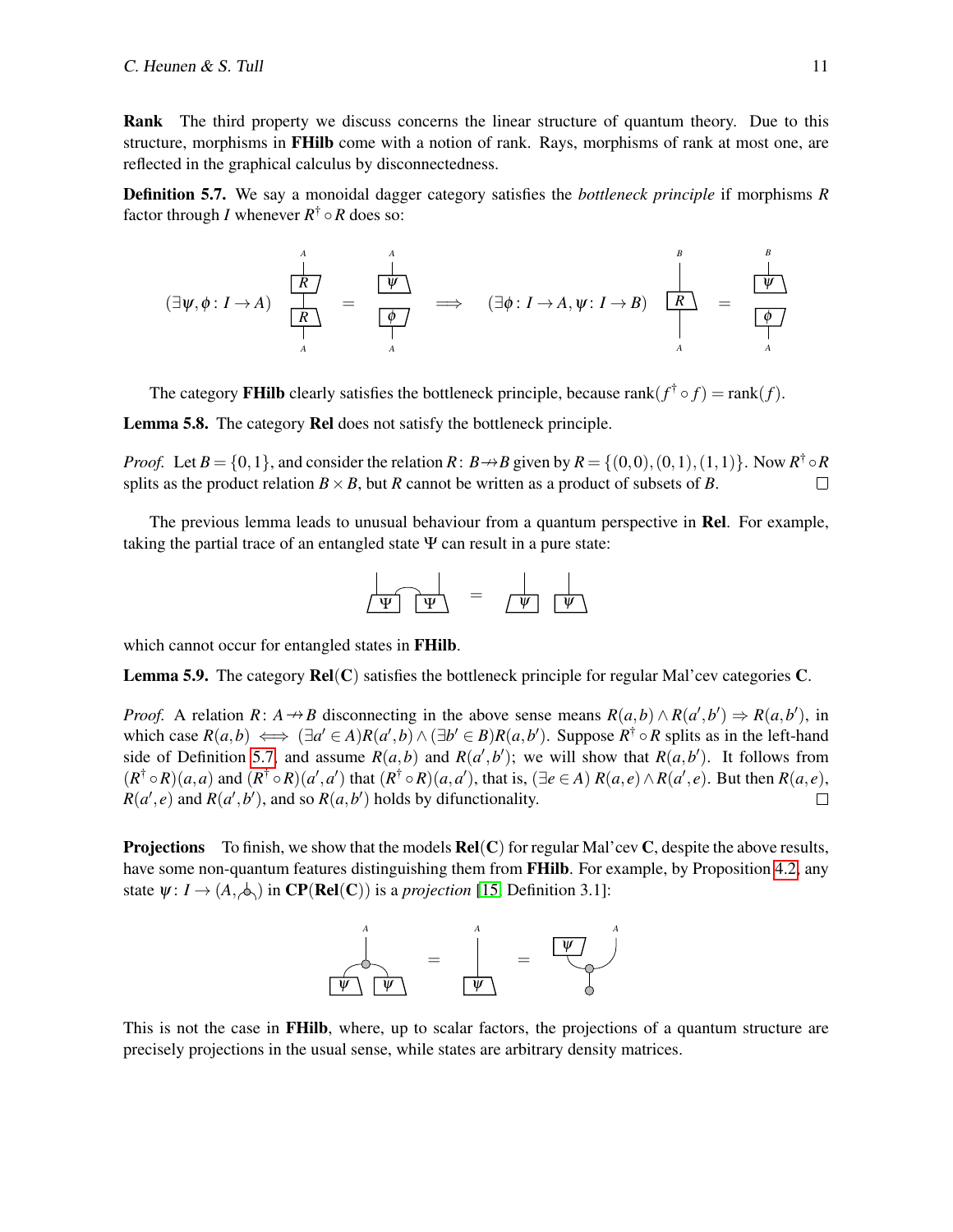**Rank** The third property we discuss concerns the linear structure of quantum theory. Due to this structure, morphisms in **FHilb** come with a notion of rank. Rays, morphisms of rank at most one, are reflected in the graphical calculus by disconnectedness.

**Definition 5.7.** We say a monoidal dagger category satisfies the *bottleneck principle* if morphisms $R$ factor through $I$ whenever $R^\dagger \circ R$ does so:

$$(\exists \psi, \phi \colon I \to A) \quad R^\dagger \circ R = \psi \circ \phi^\dagger \quad \Longrightarrow \quad (\exists \phi \colon I \to A, \psi \colon I \to B) \quad R = \psi \circ \phi^\dagger$$

The category **FHilb** clearly satisfies the bottleneck principle, because $\mathrm{rank}(f^\dagger \circ f) = \mathrm{rank}(f)$.

**Lemma 5.8.** The category **Rel** does not satisfy the bottleneck principle.

*Proof.* Let $B = \{0,1\}$, and consider the relation $R \colon B \twoheadrightarrow B$ given by $R = \{(0,0),(0,1),(1,1)\}$. Now $R^\dagger \circ R$ splits as the product relation $B \times B$, but $R$ cannot be written as a product of subsets of $B$. □

The previous lemma leads to unusual behaviour from a quantum perspective in **Rel**. For example, taking the partial trace of an entangled state $\Psi$ can result in a pure state:

$$(\mathrm{id} \otimes \mathrm{cap} \otimes \mathrm{id}) \circ (\Psi \otimes \Psi) = \psi \otimes \psi$$

which cannot occur for entangled states in **FHilb**.

**Lemma 5.9.** The category $\mathbf{Rel}(\mathbf{C})$ satisfies the bottleneck principle for regular Mal'cev categories $\mathbf{C}$.

*Proof.* A relation $R \colon A \twoheadrightarrow B$ disconnecting in the above sense means $R(a,b) \wedge R(a',b') \Rightarrow R(a,b')$, in which case $R(a,b) \iff (\exists a' \in A) R(a',b) \wedge (\exists b' \in B) R(a,b')$. Suppose $R^\dagger \circ R$ splits as in the left-hand side of Definition 5.7, and assume $R(a,b)$ and $R(a',b')$; we will show that $R(a,b')$. It follows from $(R^\dagger \circ R)(a,a)$ and $(R^\dagger \circ R)(a',a')$ that $(R^\dagger \circ R)(a,a')$, that is, $(\exists e \in A)\ R(a,e) \wedge R(a',e)$. But then $R(a,e)$, $R(a',e)$ and $R(a',b')$, and so $R(a,b')$ holds by difunctionality. □

**Projections** To finish, we show that the models $\mathbf{Rel}(\mathbf{C})$ for regular Mal'cev $\mathbf{C}$, despite the above results, have some non-quantum features distinguishing them from **FHilb**. For example, by Proposition 4.2, any state $\psi \colon I \to (A, \text{⍦})$ in $\mathbf{CP}(\mathbf{Rel}(\mathbf{C}))$ is a *projection* [15, Definition 3.1]:

$$\mu \circ (\psi \otimes \psi) = \psi = (\psi^\dagger \otimes \mathrm{id}) \circ \delta \circ \eta$$

This is not the case in **FHilb**, where, up to scalar factors, the projections of a quantum structure are precisely projections in the usual sense, while states are arbitrary density matrices.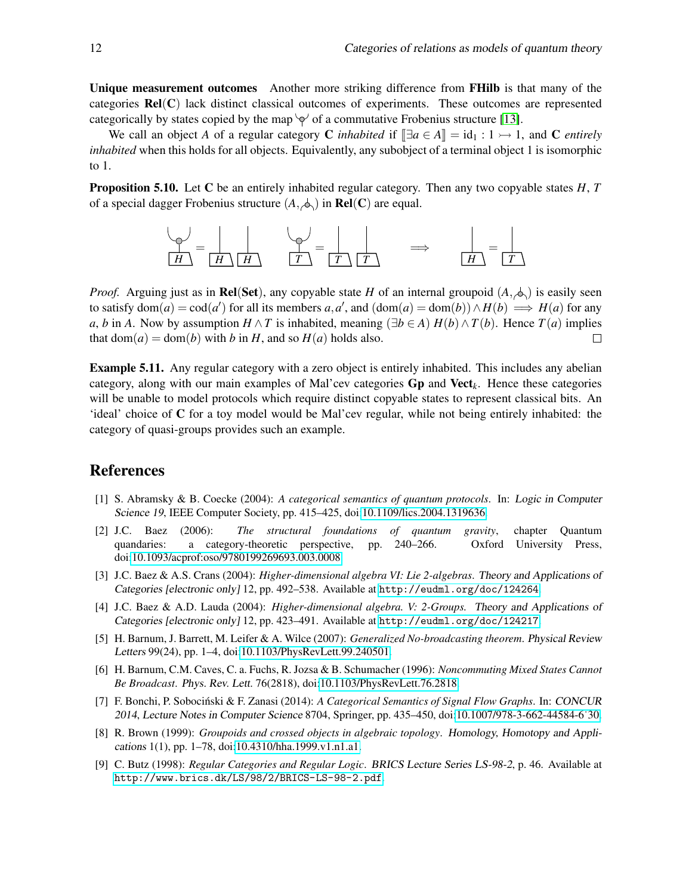**Unique measurement outcomes** Another more striking difference from **FHilb** is that many of the categories **Rel**(**C**) lack distinct classical outcomes of experiments. These outcomes are represented categorically by states copied by the map of a commutative Frobenius structure [13].

We call an object $A$ of a regular category $\mathbf{C}$ *inhabited* if $[\![\exists a \in A]\!] = \mathrm{id}_1 : 1 \rightarrowtail 1$, and $\mathbf{C}$ *entirely inhabited* when this holds for all objects. Equivalently, any subobject of a terminal object 1 is isomorphic to 1.

**Proposition 5.10.** Let $\mathbf{C}$ be an entirely inhabited regular category. Then any two copyable states $H$, $T$ of a special dagger Frobenius structure $(A, \,)$ in $\mathbf{Rel}(\mathbf{C})$ are equal.

*Proof.* Arguing just as in $\mathbf{Rel}(\mathbf{Set})$, any copyable state $H$ of an internal groupoid $(A, \,)$ is easily seen to satisfy $\mathrm{dom}(a) = \mathrm{cod}(a')$ for all its members $a, a'$, and $(\mathrm{dom}(a) = \mathrm{dom}(b)) \wedge H(b) \implies H(a)$ for any $a$, $b$ in $A$. Now by assumption $H \wedge T$ is inhabited, meaning $(\exists b \in A)\; H(b) \wedge T(b)$. Hence $T(a)$ implies that $\mathrm{dom}(a) = \mathrm{dom}(b)$ with $b$ in $H$, and so $H(a)$ holds also. □

**Example 5.11.** Any regular category with a zero object is entirely inhabited. This includes any abelian category, along with our main examples of Mal'cev categories **Gp** and $\mathbf{Vect}_k$. Hence these categories will be unable to model protocols which require distinct copyable states to represent classical bits. An 'ideal' choice of $\mathbf{C}$ for a toy model would be Mal'cev regular, while not being entirely inhabited: the category of quasi-groups provides such an example.

## References

[1] S. Abramsky & B. Coecke (2004): *A categorical semantics of quantum protocols*. In: *Logic in Computer Science 19*, IEEE Computer Society, pp. 415–425, doi:10.1109/lics.2004.1319636.

[2] J.C. Baez (2006): *The structural foundations of quantum gravity*, chapter Quantum quandaries: a category-theoretic perspective, pp. 240–266. Oxford University Press, doi:10.1093/acprof:oso/9780199269693.003.0008.

[3] J.C. Baez & A.S. Crans (2004): *Higher-dimensional algebra VI: Lie 2-algebras*. *Theory and Applications of Categories [electronic only]* 12, pp. 492–538. Available at http://eudml.org/doc/124264.

[4] J.C. Baez & A.D. Lauda (2004): *Higher-dimensional algebra. V: 2-Groups*. *Theory and Applications of Categories [electronic only]* 12, pp. 423–491. Available at http://eudml.org/doc/124217.

[5] H. Barnum, J. Barrett, M. Leifer & A. Wilce (2007): *Generalized No-broadcasting theorem*. *Physical Review Letters* 99(24), pp. 1–4, doi:10.1103/PhysRevLett.99.240501.

[6] H. Barnum, C.M. Caves, C. a. Fuchs, R. Jozsa & B. Schumacher (1996): *Noncommuting Mixed States Cannot Be Broadcast*. *Phys. Rev. Lett.* 76(2818), doi:10.1103/PhysRevLett.76.2818.

[7] F. Bonchi, P. Sobociński & F. Zanasi (2014): *A Categorical Semantics of Signal Flow Graphs*. In: *CONCUR 2014*, *Lecture Notes in Computer Science* 8704, Springer, pp. 435–450, doi:10.1007/978-3-662-44584-6_30.

[8] R. Brown (1999): *Groupoids and crossed objects in algebraic topology*. *Homology, Homotopy and Applications* 1(1), pp. 1–78, doi:10.4310/hha.1999.v1.n1.a1.

[9] C. Butz (1998): *Regular Categories and Regular Logic*. *BRICS Lecture Series LS-98-2*, p. 46. Available at http://www.brics.dk/LS/98/2/BRICS-LS-98-2.pdf.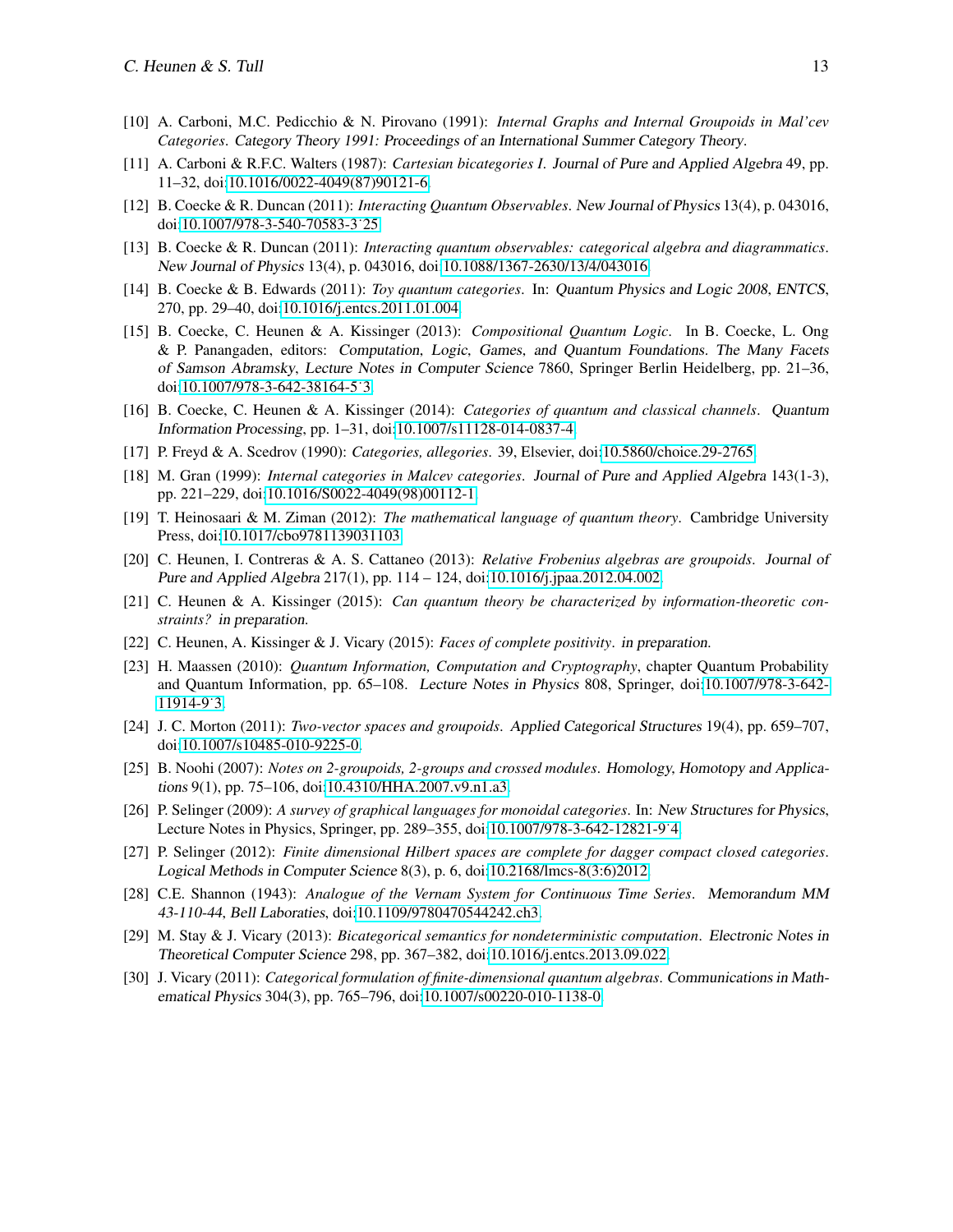[10] A. Carboni, M.C. Pedicchio & N. Pirovano (1991): *Internal Graphs and Internal Groupoids in Mal'cev Categories*. Category Theory 1991: Proceedings of an International Summer Category Theory.

[11] A. Carboni & R.F.C. Walters (1987): *Cartesian bicategories I*. Journal of Pure and Applied Algebra 49, pp. 11–32, doi:10.1016/0022-4049(87)90121-6.

[12] B. Coecke & R. Duncan (2011): *Interacting Quantum Observables*. New Journal of Physics 13(4), p. 043016, doi:10.1007/978-3-540-70583-3˙25.

[13] B. Coecke & R. Duncan (2011): *Interacting quantum observables: categorical algebra and diagrammatics*. New Journal of Physics 13(4), p. 043016, doi:10.1088/1367-2630/13/4/043016.

[14] B. Coecke & B. Edwards (2011): *Toy quantum categories*. In: Quantum Physics and Logic 2008, ENTCS, 270, pp. 29–40, doi:10.1016/j.entcs.2011.01.004.

[15] B. Coecke, C. Heunen & A. Kissinger (2013): *Compositional Quantum Logic*. In B. Coecke, L. Ong & P. Panangaden, editors: Computation, Logic, Games, and Quantum Foundations. The Many Facets of Samson Abramsky, Lecture Notes in Computer Science 7860, Springer Berlin Heidelberg, pp. 21–36, doi:10.1007/978-3-642-38164-5˙3.

[16] B. Coecke, C. Heunen & A. Kissinger (2014): *Categories of quantum and classical channels*. Quantum Information Processing, pp. 1–31, doi:10.1007/s11128-014-0837-4.

[17] P. Freyd & A. Scedrov (1990): *Categories, allegories*. 39, Elsevier, doi:10.5860/choice.29-2765.

[18] M. Gran (1999): *Internal categories in Malcev categories*. Journal of Pure and Applied Algebra 143(1-3), pp. 221–229, doi:10.1016/S0022-4049(98)00112-1.

[19] T. Heinosaari & M. Ziman (2012): *The mathematical language of quantum theory*. Cambridge University Press, doi:10.1017/cbo9781139031103.

[20] C. Heunen, I. Contreras & A. S. Cattaneo (2013): *Relative Frobenius algebras are groupoids*. Journal of Pure and Applied Algebra 217(1), pp. 114 – 124, doi:10.1016/j.jpaa.2012.04.002.

[21] C. Heunen & A. Kissinger (2015): *Can quantum theory be characterized by information-theoretic constraints?* in preparation.

[22] C. Heunen, A. Kissinger & J. Vicary (2015): *Faces of complete positivity*. in preparation.

[23] H. Maassen (2010): *Quantum Information, Computation and Cryptography*, chapter Quantum Probability and Quantum Information, pp. 65–108. Lecture Notes in Physics 808, Springer, doi:10.1007/978-3-642-11914-9˙3.

[24] J. C. Morton (2011): *Two-vector spaces and groupoids*. Applied Categorical Structures 19(4), pp. 659–707, doi:10.1007/s10485-010-9225-0.

[25] B. Noohi (2007): *Notes on 2-groupoids, 2-groups and crossed modules*. Homology, Homotopy and Applications 9(1), pp. 75–106, doi:10.4310/HHA.2007.v9.n1.a3.

[26] P. Selinger (2009): *A survey of graphical languages for monoidal categories*. In: New Structures for Physics, Lecture Notes in Physics, Springer, pp. 289–355, doi:10.1007/978-3-642-12821-9˙4.

[27] P. Selinger (2012): *Finite dimensional Hilbert spaces are complete for dagger compact closed categories*. Logical Methods in Computer Science 8(3), p. 6, doi:10.2168/lmcs-8(3:6)2012.

[28] C.E. Shannon (1943): *Analogue of the Vernam System for Continuous Time Series*. Memorandum MM 43-110-44, Bell Laboraties, doi:10.1109/9780470544242.ch3.

[29] M. Stay & J. Vicary (2013): *Bicategorical semantics for nondeterministic computation*. Electronic Notes in Theoretical Computer Science 298, pp. 367–382, doi:10.1016/j.entcs.2013.09.022.

[30] J. Vicary (2011): *Categorical formulation of finite-dimensional quantum algebras*. Communications in Mathematical Physics 304(3), pp. 765–796, doi:10.1007/s00220-010-1138-0.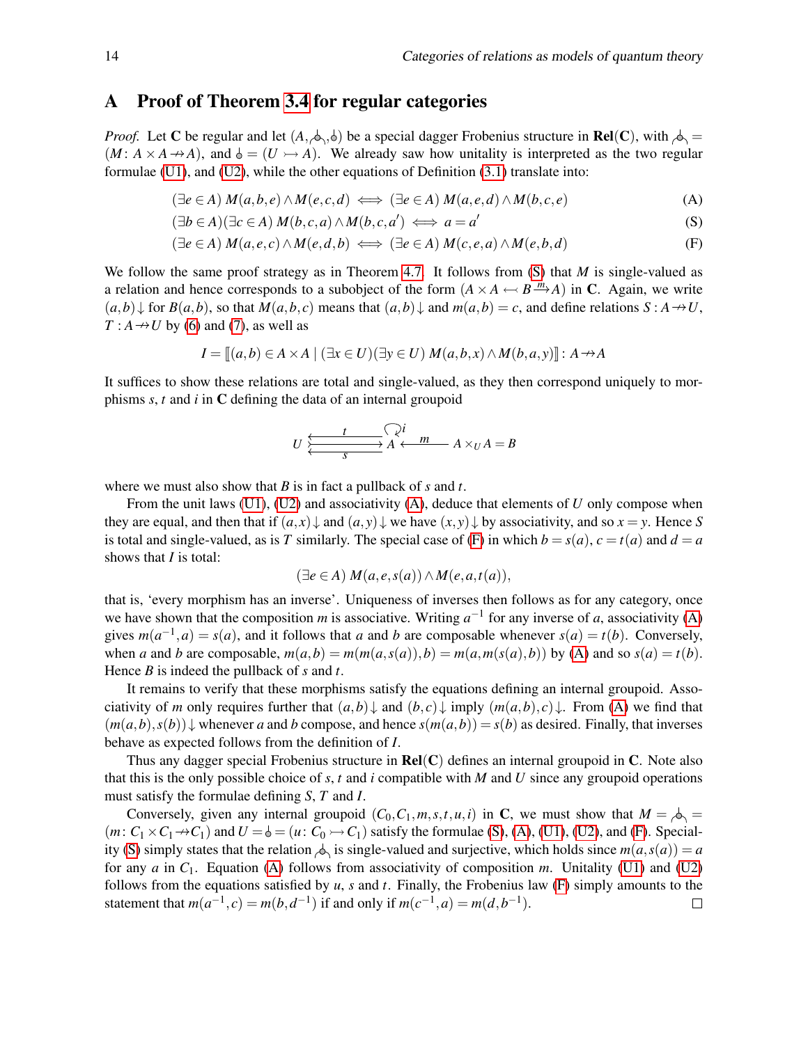## A Proof of Theorem 3.4 for regular categories

*Proof.* Let $\mathbf{C}$ be regular and let $(A, \text{⅄}, \text{⫯})$ be a special dagger Frobenius structure in $\mathbf{Rel}(\mathbf{C})$, with $\text{⅄} = (M\colon A \times A \to\!\!\!\!\!\to A)$, and $\text{⫯} = (U \rightarrowtail A)$. We already saw how unitality is interpreted as the two regular formulae (U1), and (U2), while the other equations of Definition (3.1) translate into:

$$(\exists e \in A)\ M(a,b,e) \wedge M(e,c,d) \iff (\exists e \in A)\ M(a,e,d) \wedge M(b,c,e) \tag{A}$$

$$(\exists b \in A)(\exists c \in A)\ M(b,c,a) \wedge M(b,c,a') \iff a = a' \tag{S}$$

$$(\exists e \in A)\ M(a,e,c) \wedge M(e,d,b) \iff (\exists e \in A)\ M(c,e,a) \wedge M(e,b,d) \tag{F}$$

We follow the same proof strategy as in Theorem 4.7. It follows from (S) that $M$ is single-valued as a relation and hence corresponds to a subobject of the form $(A \times A \leftarrowtail B \xrightarrow{m} A)$ in $\mathbf{C}$. Again, we write $(a,b)\downarrow$ for $B(a,b)$, so that $M(a,b,c)$ means that $(a,b)\downarrow$ and $m(a,b) = c$, and define relations $S : A \to\!\!\!\!\!\to U$, $T : A \to\!\!\!\!\!\to U$ by (6) and (7), as well as

$$I = [\![(a,b) \in A \times A \mid (\exists x \in U)(\exists y \in U)\ M(a,b,x) \wedge M(b,a,y)]\!] : A \to\!\!\!\!\!\to A$$

It suffices to show these relations are total and single-valued, as they then correspond uniquely to morphisms $s$, $t$ and $i$ in $\mathbf{C}$ defining the data of an internal groupoid

$$U \underset{s}{\overset{t}{\leftrightarrows}} A \overset{i}{\circlearrowleft} \xleftarrow{\ m\ } A \times_U A = B$$

where we must also show that $B$ is in fact a pullback of $s$ and $t$.

From the unit laws (U1), (U2) and associativity (A), deduce that elements of $U$ only compose when they are equal, and then that if $(a,x)\downarrow$ and $(a,y)\downarrow$ we have $(x,y)\downarrow$ by associativity, and so $x = y$. Hence $S$ is total and single-valued, as is $T$ similarly. The special case of (F) in which $b = s(a)$, $c = t(a)$ and $d = a$ shows that $I$ is total:

$$(\exists e \in A)\ M(a,e,s(a)) \wedge M(e,a,t(a)),$$

that is, 'every morphism has an inverse'. Uniqueness of inverses then follows as for any category, once we have shown that the composition $m$ is associative. Writing $a^{-1}$ for any inverse of $a$, associativity (A) gives $m(a^{-1},a) = s(a)$, and it follows that $a$ and $b$ are composable whenever $s(a) = t(b)$. Conversely, when $a$ and $b$ are composable, $m(a,b) = m(m(a,s(a)),b) = m(a,m(s(a),b))$ by (A) and so $s(a) = t(b)$. Hence $B$ is indeed the pullback of $s$ and $t$.

It remains to verify that these morphisms satisfy the equations defining an internal groupoid. Associativity of $m$ only requires further that $(a,b)\downarrow$ and $(b,c)\downarrow$ imply $(m(a,b),c)\downarrow$. From (A) we find that $(m(a,b),s(b))\downarrow$ whenever $a$ and $b$ compose, and hence $s(m(a,b)) = s(b)$ as desired. Finally, that inverses behave as expected follows from the definition of $I$.

Thus any dagger special Frobenius structure in $\mathbf{Rel}(\mathbf{C})$ defines an internal groupoid in $\mathbf{C}$. Note also that this is the only possible choice of $s$, $t$ and $i$ compatible with $M$ and $U$ since any groupoid operations must satisfy the formulae defining $S$, $T$ and $I$.

Conversely, given any internal groupoid $(C_0, C_1, m, s, t, u, i)$ in $\mathbf{C}$, we must show that $M = \text{⅄} = (m\colon C_1 \times C_1 \to\!\!\!\!\!\to C_1)$ and $U = \text{⫯} = (u\colon C_0 \rightarrowtail C_1)$ satisfy the formulae (S), (A), (U1), (U2), and (F). Speciality (S) simply states that the relation ⅄ is single-valued and surjective, which holds since $m(a,s(a)) = a$ for any $a$ in $C_1$. Equation (A) follows from associativity of composition $m$. Unitality (U1) and (U2) follows from the equations satisfied by $u$, $s$ and $t$. Finally, the Frobenius law (F) simply amounts to the statement that $m(a^{-1},c) = m(b,d^{-1})$ if and only if $m(c^{-1},a) = m(d,b^{-1})$. □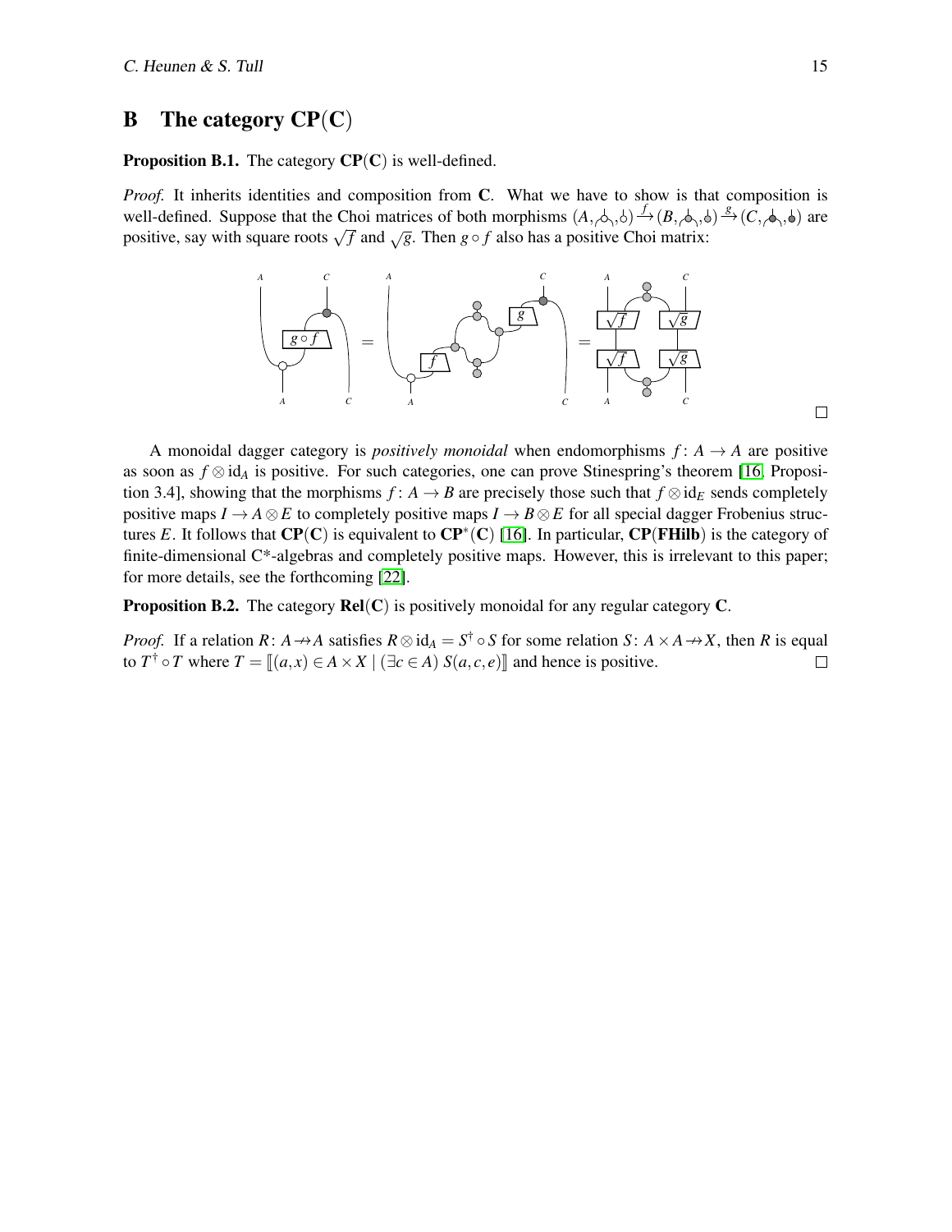## B The category $\mathbf{CP}(\mathbf{C})$

**Proposition B.1.** The category $\mathbf{CP}(\mathbf{C})$ is well-defined.

*Proof.* It inherits identities and composition from $\mathbf{C}$. What we have to show is that composition is well-defined. Suppose that the Choi matrices of both morphisms $(A, \cdot, \cdot) \xrightarrow{f} (B, \cdot, \cdot) \xrightarrow{g} (C, \cdot, \cdot)$ are positive, say with square roots $\sqrt{f}$ and $\sqrt{g}$. Then $g \circ f$ also has a positive Choi matrix:

A C A C A C
$g \circ f$ = $f$ $g$ = $\sqrt{f}$ $\sqrt{g}$ $\sqrt{f}$ $\sqrt{g}$
A C A C A C

□

A monoidal dagger category is *positively monoidal* when endomorphisms $f : A \to A$ are positive as soon as $f \otimes \mathrm{id}_A$ is positive. For such categories, one can prove Stinespring's theorem [16, Proposition 3.4], showing that the morphisms $f : A \to B$ are precisely those such that $f \otimes \mathrm{id}_E$ sends completely positive maps $I \to A \otimes E$ to completely positive maps $I \to B \otimes E$ for all special dagger Frobenius structures $E$. It follows that $\mathbf{CP}(\mathbf{C})$ is equivalent to $\mathbf{CP}^*(\mathbf{C})$ [16]. In particular, $\mathbf{CP}(\mathbf{FHilb})$ is the category of finite-dimensional C*-algebras and completely positive maps. However, this is irrelevant to this paper; for more details, see the forthcoming [22].

**Proposition B.2.** The category $\mathbf{Rel}(\mathbf{C})$ is positively monoidal for any regular category $\mathbf{C}$.

*Proof.* If a relation $R : A \nrightarrow A$ satisfies $R \otimes \mathrm{id}_A = S^\dagger \circ S$ for some relation $S : A \times A \nrightarrow X$, then $R$ is equal to $T^\dagger \circ T$ where $T = [\![ (a,x) \in A \times X \mid (\exists c \in A)\ S(a,c,e) ]\!]$ and hence is positive. □